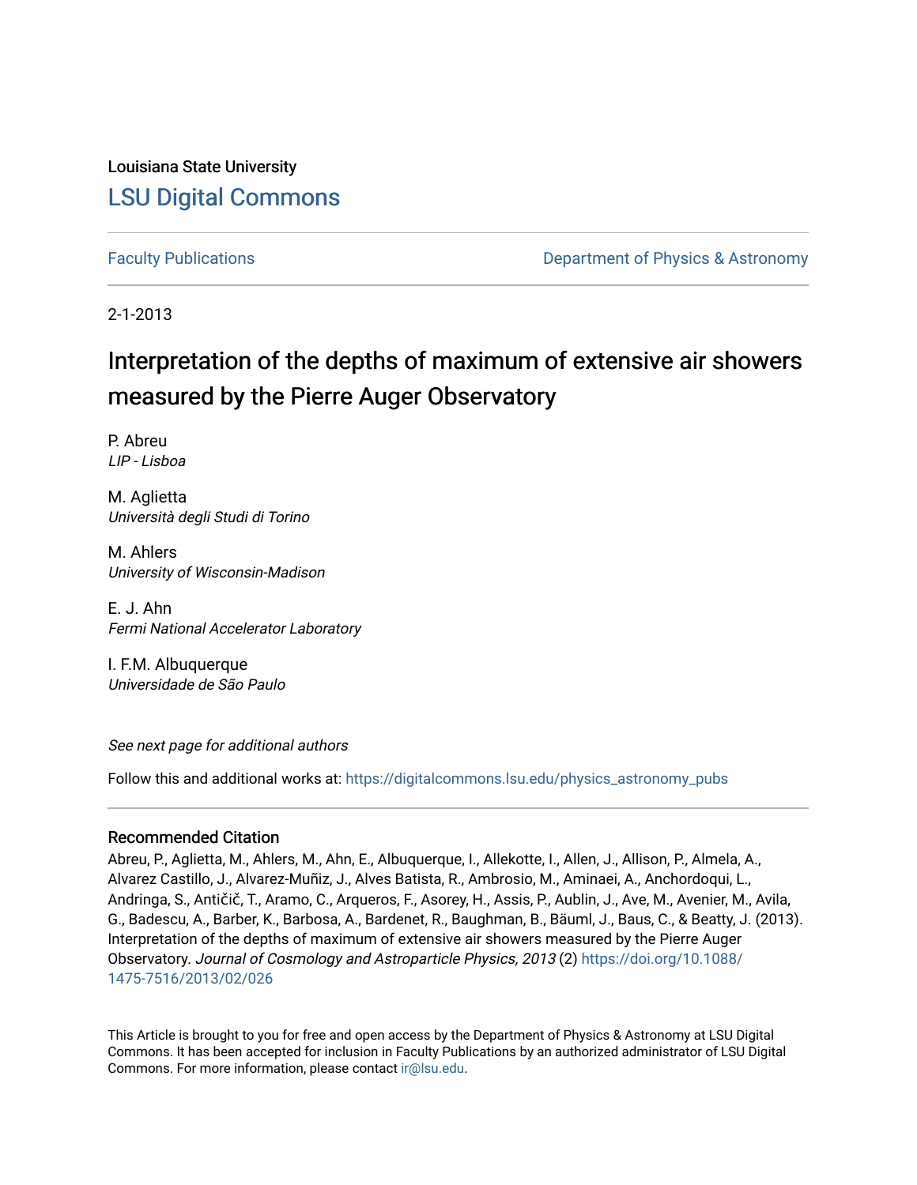Louisiana State University

# LSU Digital Commons

Faculty Publications | Department of Physics & Astronomy

2-1-2013

# Interpretation of the depths of maximum of extensive air showers measured by the Pierre Auger Observatory

P. Abreu
*LIP - Lisboa*

M. Aglietta
*Università degli Studi di Torino*

M. Ahlers
*University of Wisconsin-Madison*

E. J. Ahn
*Fermi National Accelerator Laboratory*

I. F.M. Albuquerque
*Universidade de São Paulo*

*See next page for additional authors*

Follow this and additional works at: https://digitalcommons.lsu.edu/physics_astronomy_pubs

## Recommended Citation

Abreu, P., Aglietta, M., Ahlers, M., Ahn, E., Albuquerque, I., Allekotte, I., Allen, J., Allison, P., Almela, A., Alvarez Castillo, J., Alvarez-Muñiz, J., Alves Batista, R., Ambrosio, M., Aminaei, A., Anchordoqui, L., Andringa, S., Antičič, T., Aramo, C., Arqueros, F., Asorey, H., Assis, P., Aublin, J., Ave, M., Avenier, M., Avila, G., Badescu, A., Barber, K., Barbosa, A., Bardenet, R., Baughman, B., Bäuml, J., Baus, C., & Beatty, J. (2013). Interpretation of the depths of maximum of extensive air showers measured by the Pierre Auger Observatory. *Journal of Cosmology and Astroparticle Physics, 2013* (2) https://doi.org/10.1088/1475-7516/2013/02/026

This Article is brought to you for free and open access by the Department of Physics & Astronomy at LSU Digital Commons. It has been accepted for inclusion in Faculty Publications by an authorized administrator of LSU Digital Commons. For more information, please contact ir@lsu.edu.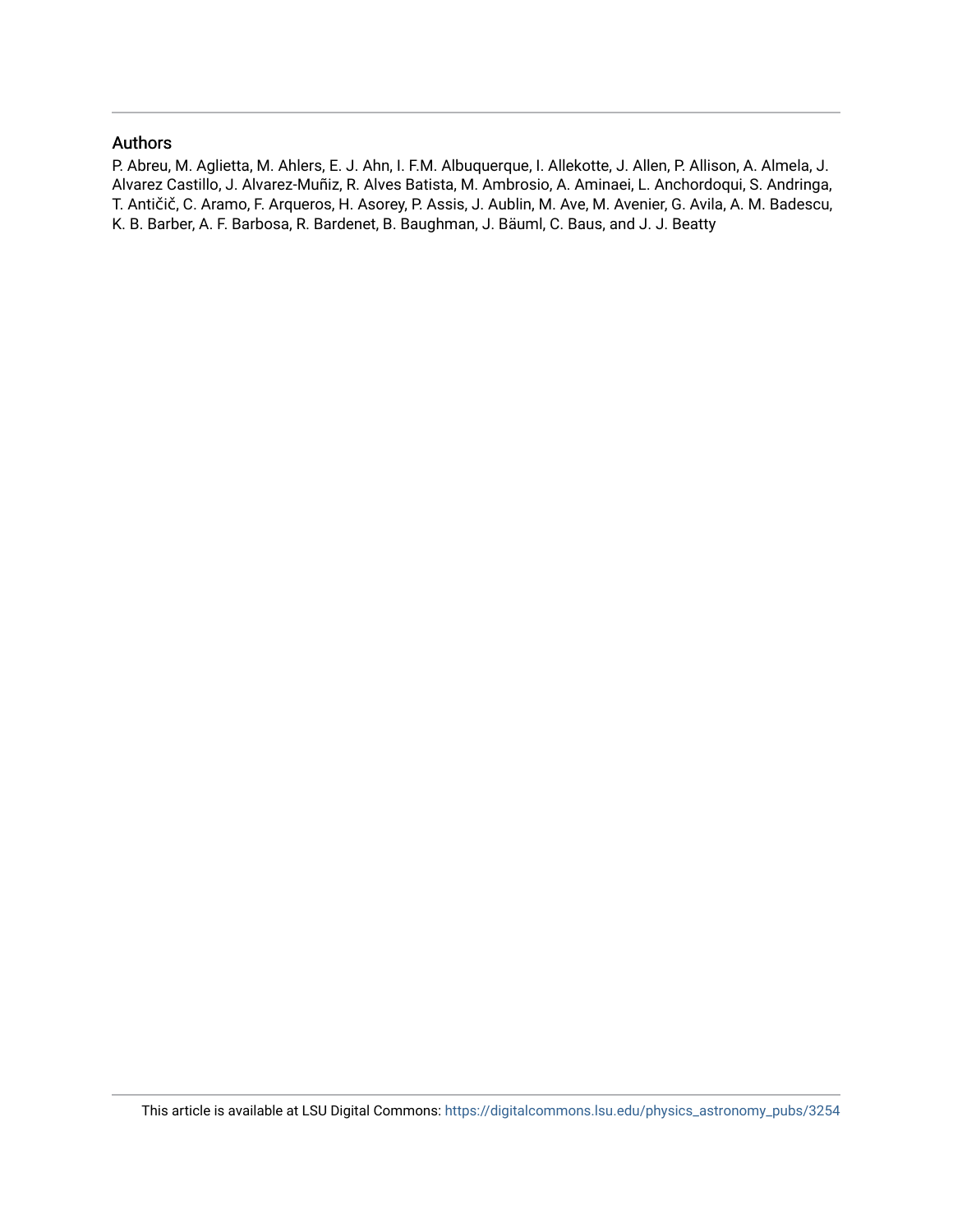## Authors

P. Abreu, M. Aglietta, M. Ahlers, E. J. Ahn, I. F.M. Albuquerque, I. Allekotte, J. Allen, P. Allison, A. Almela, J. Alvarez Castillo, J. Alvarez-Muñiz, R. Alves Batista, M. Ambrosio, A. Aminaei, L. Anchordoqui, S. Andringa, T. Antičič, C. Aramo, F. Arqueros, H. Asorey, P. Assis, J. Aublin, M. Ave, M. Avenier, G. Avila, A. M. Badescu, K. B. Barber, A. F. Barbosa, R. Bardenet, B. Baughman, J. Bäuml, C. Baus, and J. J. Beatty

This article is available at LSU Digital Commons: https://digitalcommons.lsu.edu/physics_astronomy_pubs/3254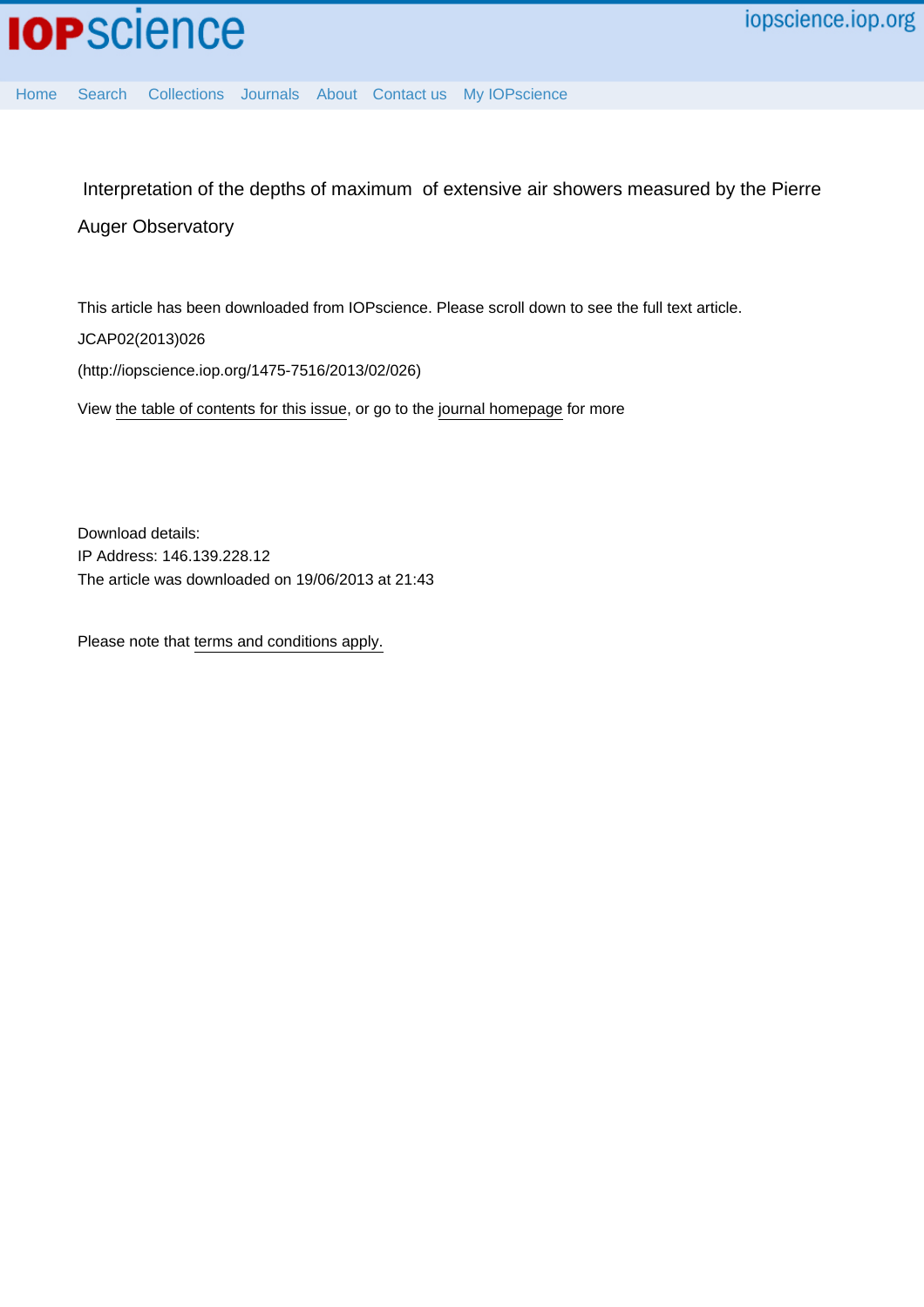Interpretation of the depths of maximum of extensive air showers measured by the Pierre Auger Observatory

This article has been downloaded from IOPscience. Please scroll down to see the full text article.

JCAP02(2013)026

(http://iopscience.iop.org/1475-7516/2013/02/026)

View the table of contents for this issue, or go to the journal homepage for more

Download details:
IP Address: 146.139.228.12
The article was downloaded on 19/06/2013 at 21:43

Please note that terms and conditions apply.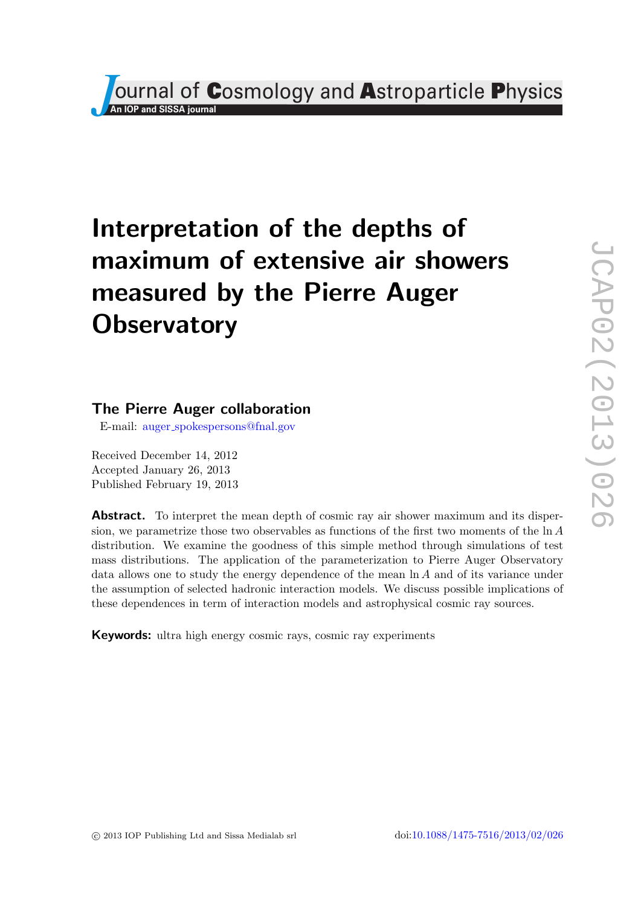# Interpretation of the depths of maximum of extensive air showers measured by the Pierre Auger Observatory

## The Pierre Auger collaboration

E-mail: auger_spokespersons@fnal.gov

Received December 14, 2012
Accepted January 26, 2013
Published February 19, 2013

**Abstract.** To interpret the mean depth of cosmic ray air shower maximum and its dispersion, we parametrize those two observables as functions of the first two moments of the $\ln A$ distribution. We examine the goodness of this simple method through simulations of test mass distributions. The application of the parameterization to Pierre Auger Observatory data allows one to study the energy dependence of the mean $\ln A$ and of its variance under the assumption of selected hadronic interaction models. We discuss possible implications of these dependences in term of interaction models and astrophysical cosmic ray sources.

**Keywords:** ultra high energy cosmic rays, cosmic ray experiments

© 2013 IOP Publishing Ltd and Sissa Medialab srl    doi:10.1088/1475-7516/2013/02/026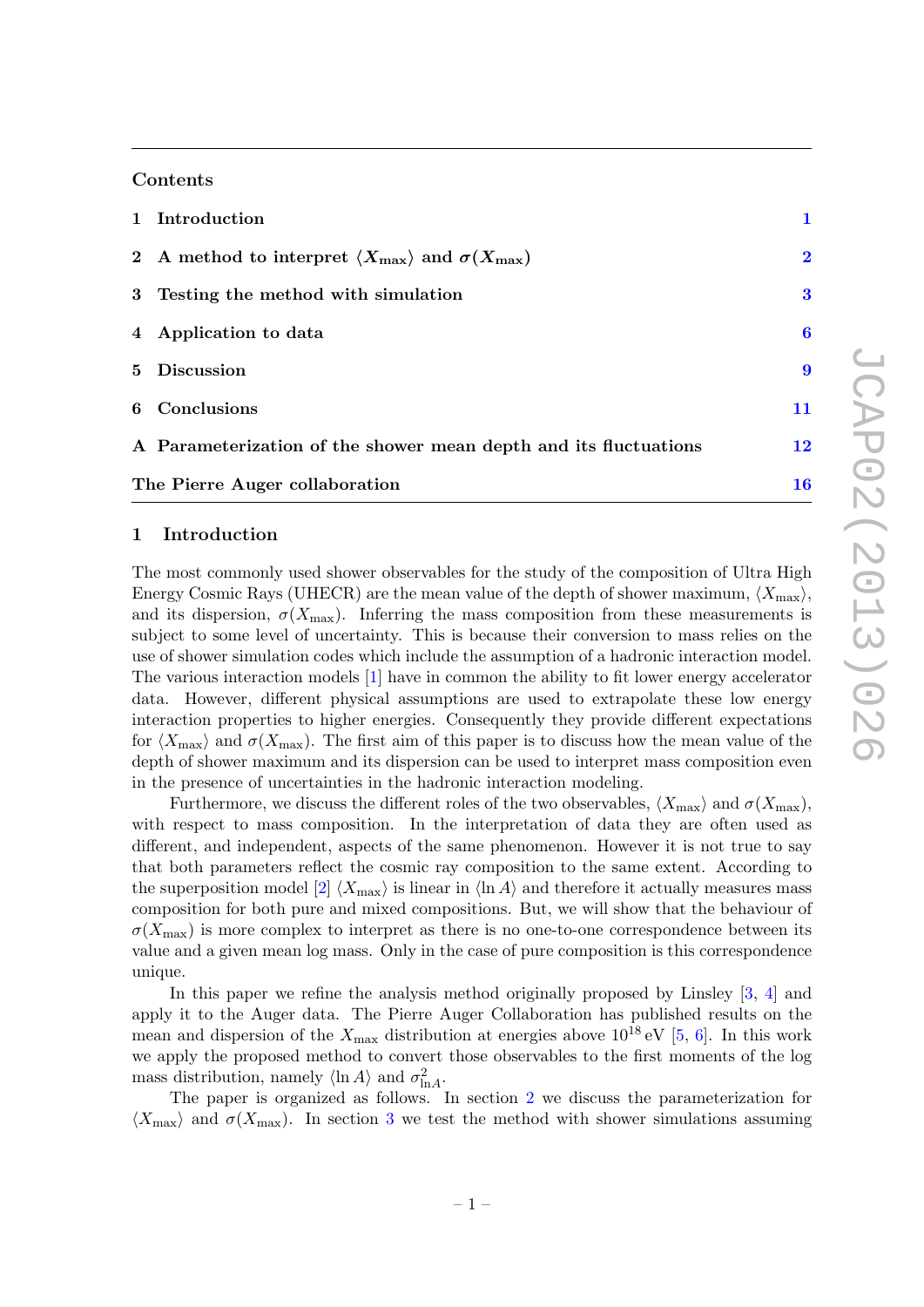## Contents

| | | |
|---|---|---|
| 1 | Introduction | 1 |
| 2 | A method to interpret $\langle X_{\rm max}\rangle$ and $\sigma(X_{\rm max})$ | 2 |
| 3 | Testing the method with simulation | 3 |
| 4 | Application to data | 6 |
| 5 | Discussion | 9 |
| 6 | Conclusions | 11 |
| A | Parameterization of the shower mean depth and its fluctuations | 12 |
| | The Pierre Auger collaboration | 16 |

# 1 Introduction

The most commonly used shower observables for the study of the composition of Ultra High Energy Cosmic Rays (UHECR) are the mean value of the depth of shower maximum, $\langle X_{\rm max}\rangle$, and its dispersion, $\sigma(X_{\rm max})$. Inferring the mass composition from these measurements is subject to some level of uncertainty. This is because their conversion to mass relies on the use of shower simulation codes which include the assumption of a hadronic interaction model. The various interaction models [1] have in common the ability to fit lower energy accelerator data. However, different physical assumptions are used to extrapolate these low energy interaction properties to higher energies. Consequently they provide different expectations for $\langle X_{\rm max}\rangle$ and $\sigma(X_{\rm max})$. The first aim of this paper is to discuss how the mean value of the depth of shower maximum and its dispersion can be used to interpret mass composition even in the presence of uncertainties in the hadronic interaction modeling.

Furthermore, we discuss the different roles of the two observables, $\langle X_{\rm max}\rangle$ and $\sigma(X_{\rm max})$, with respect to mass composition. In the interpretation of data they are often used as different, and independent, aspects of the same phenomenon. However it is not true to say that both parameters reflect the cosmic ray composition to the same extent. According to the superposition model [2] $\langle X_{\rm max}\rangle$ is linear in $\langle \ln A\rangle$ and therefore it actually measures mass composition for both pure and mixed compositions. But, we will show that the behaviour of $\sigma(X_{\rm max})$ is more complex to interpret as there is no one-to-one correspondence between its value and a given mean log mass. Only in the case of pure composition is this correspondence unique.

In this paper we refine the analysis method originally proposed by Linsley [3, 4] and apply it to the Auger data. The Pierre Auger Collaboration has published results on the mean and dispersion of the $X_{\rm max}$ distribution at energies above $10^{18}$ eV [5, 6]. In this work we apply the proposed method to convert those observables to the first moments of the log mass distribution, namely $\langle \ln A\rangle$ and $\sigma^2_{\ln A}$.

The paper is organized as follows. In section 2 we discuss the parameterization for $\langle X_{\rm max}\rangle$ and $\sigma(X_{\rm max})$. In section 3 we test the method with shower simulations assuming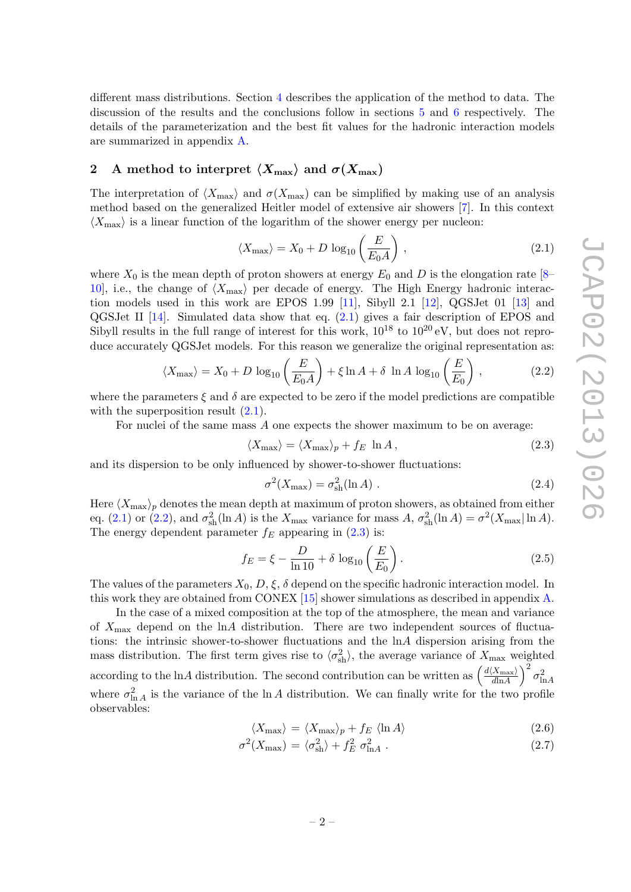different mass distributions. Section 4 describes the application of the method to data. The discussion of the results and the conclusions follow in sections 5 and 6 respectively. The details of the parameterization and the best fit values for the hadronic interaction models are summarized in appendix A.

## 2 A method to interpret $\langle X_{\max} \rangle$ and $\sigma(X_{\max})$

The interpretation of $\langle X_{\max} \rangle$ and $\sigma(X_{\max})$ can be simplified by making use of an analysis method based on the generalized Heitler model of extensive air showers [7]. In this context $\langle X_{\max} \rangle$ is a linear function of the logarithm of the shower energy per nucleon:

$$\langle X_{\max} \rangle = X_0 + D \log_{10}\left(\frac{E}{E_0 A}\right) , \tag{2.1}$$

where $X_0$ is the mean depth of proton showers at energy $E_0$ and $D$ is the elongation rate [8–10], i.e., the change of $\langle X_{\max} \rangle$ per decade of energy. The High Energy hadronic interaction models used in this work are EPOS 1.99 [11], Sibyll 2.1 [12], QGSJet 01 [13] and QGSJet II [14]. Simulated data show that eq. (2.1) gives a fair description of EPOS and Sibyll results in the full range of interest for this work, $10^{18}$ to $10^{20}$ eV, but does not reproduce accurately QGSJet models. For this reason we generalize the original representation as:

$$\langle X_{\max} \rangle = X_0 + D \log_{10}\left(\frac{E}{E_0 A}\right) + \xi \ln A + \delta \, \ln A \log_{10}\left(\frac{E}{E_0}\right) , \tag{2.2}$$

where the parameters $\xi$ and $\delta$ are expected to be zero if the model predictions are compatible with the superposition result (2.1).

For nuclei of the same mass $A$ one expects the shower maximum to be on average:

$$\langle X_{\max} \rangle = \langle X_{\max} \rangle_p + f_E \, \ln A , \tag{2.3}$$

and its dispersion to be only influenced by shower-to-shower fluctuations:

$$\sigma^2(X_{\max}) = \sigma^2_{\mathrm{sh}}(\ln A) . \tag{2.4}$$

Here $\langle X_{\max} \rangle_p$ denotes the mean depth at maximum of proton showers, as obtained from either eq. (2.1) or (2.2), and $\sigma^2_{\mathrm{sh}}(\ln A)$ is the $X_{\max}$ variance for mass $A$, $\sigma^2_{\mathrm{sh}}(\ln A) = \sigma^2(X_{\max} | \ln A)$. The energy dependent parameter $f_E$ appearing in (2.3) is:

$$f_E = \xi - \frac{D}{\ln 10} + \delta \log_{10}\left(\frac{E}{E_0}\right) . \tag{2.5}$$

The values of the parameters $X_0$, $D$, $\xi$, $\delta$ depend on the specific hadronic interaction model. In this work they are obtained from CONEX [15] shower simulations as described in appendix A.

In the case of a mixed composition at the top of the atmosphere, the mean and variance of $X_{\max}$ depend on the $\ln A$ distribution. There are two independent sources of fluctuations: the intrinsic shower-to-shower fluctuations and the $\ln A$ dispersion arising from the mass distribution. The first term gives rise to $\langle \sigma^2_{\mathrm{sh}} \rangle$, the average variance of $X_{\max}$ weighted according to the $\ln A$ distribution. The second contribution can be written as $\left(\frac{d\langle X_{\max} \rangle}{d \ln A}\right)^2 \sigma^2_{\ln A}$ where $\sigma^2_{\ln A}$ is the variance of the $\ln A$ distribution. We can finally write for the two profile observables:

$$\langle X_{\max} \rangle = \langle X_{\max} \rangle_p + f_E \, \langle \ln A \rangle \tag{2.6}$$

$$\sigma^2(X_{\max}) = \langle \sigma^2_{\mathrm{sh}} \rangle + f_E^2 \, \sigma^2_{\ln A} . \tag{2.7}$$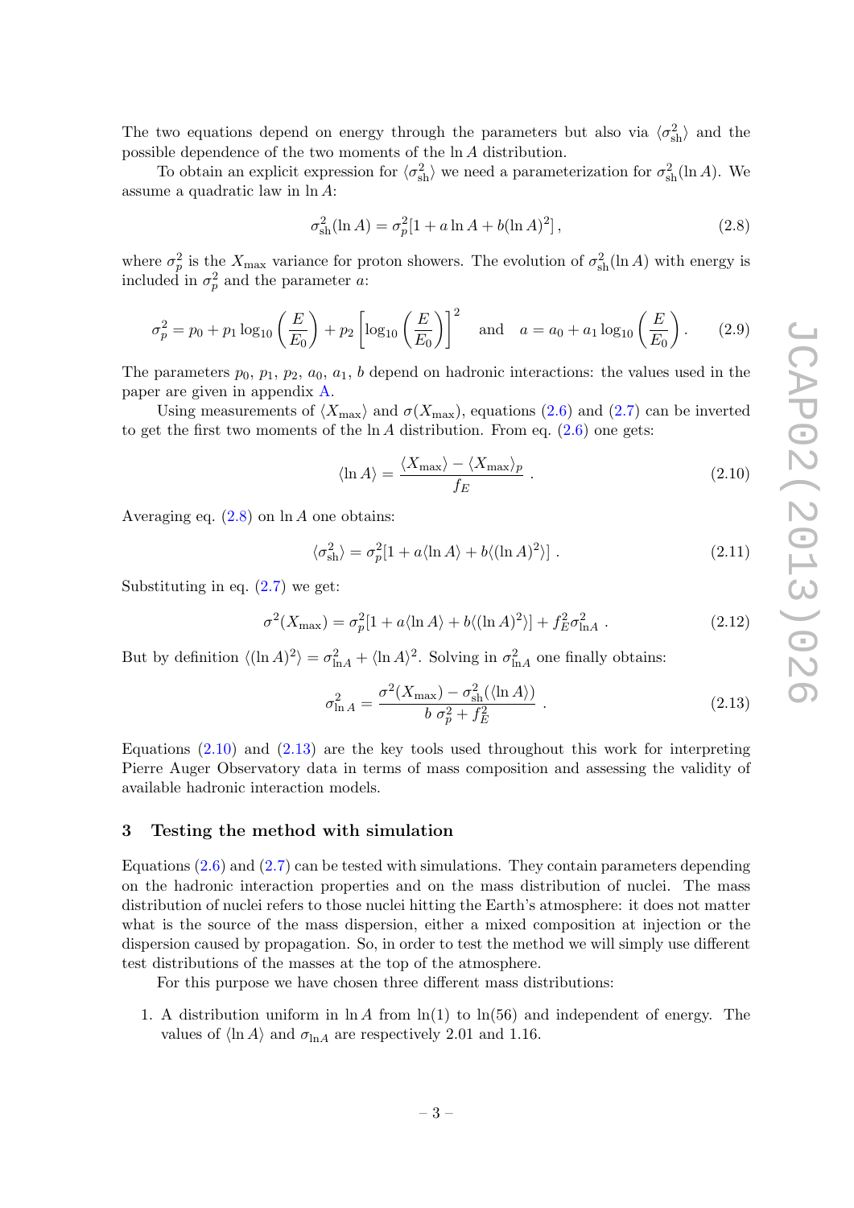The two equations depend on energy through the parameters but also via $\langle \sigma^2_{\rm sh} \rangle$ and the possible dependence of the two moments of the $\ln A$ distribution.

To obtain an explicit expression for $\langle \sigma^2_{\rm sh} \rangle$ we need a parameterization for $\sigma^2_{\rm sh}(\ln A)$. We assume a quadratic law in $\ln A$:

$$\sigma^2_{\rm sh}(\ln A) = \sigma^2_p [1 + a \ln A + b(\ln A)^2] \,, \tag{2.8}$$

where $\sigma^2_p$ is the $X_{\rm max}$ variance for proton showers. The evolution of $\sigma^2_{\rm sh}(\ln A)$ with energy is included in $\sigma^2_p$ and the parameter $a$:

$$\sigma^2_p = p_0 + p_1 \log_{10}\left(\frac{E}{E_0}\right) + p_2 \left[\log_{10}\left(\frac{E}{E_0}\right)\right]^2 \quad \text{and} \quad a = a_0 + a_1 \log_{10}\left(\frac{E}{E_0}\right) . \tag{2.9}$$

The parameters $p_0$, $p_1$, $p_2$, $a_0$, $a_1$, $b$ depend on hadronic interactions: the values used in the paper are given in appendix A.

Using measurements of $\langle X_{\rm max} \rangle$ and $\sigma(X_{\rm max})$, equations (2.6) and (2.7) can be inverted to get the first two moments of the $\ln A$ distribution. From eq. (2.6) one gets:

$$\langle \ln A \rangle = \frac{\langle X_{\rm max} \rangle - \langle X_{\rm max} \rangle_p}{f_E} \, . \tag{2.10}$$

Averaging eq. (2.8) on $\ln A$ one obtains:

$$\langle \sigma^2_{\rm sh} \rangle = \sigma^2_p [1 + a \langle \ln A \rangle + b \langle (\ln A)^2 \rangle] \, . \tag{2.11}$$

Substituting in eq. (2.7) we get:

$$\sigma^2(X_{\rm max}) = \sigma^2_p [1 + a \langle \ln A \rangle + b \langle (\ln A)^2 \rangle] + f_E^2 \sigma^2_{\ln A} \, . \tag{2.12}$$

But by definition $\langle (\ln A)^2 \rangle = \sigma^2_{\ln A} + \langle \ln A \rangle^2$. Solving in $\sigma^2_{\ln A}$ one finally obtains:

$$\sigma^2_{\ln A} = \frac{\sigma^2(X_{\rm max}) - \sigma^2_{\rm sh}(\langle \ln A \rangle)}{b \, \sigma^2_p + f_E^2} \, . \tag{2.13}$$

Equations (2.10) and (2.13) are the key tools used throughout this work for interpreting Pierre Auger Observatory data in terms of mass composition and assessing the validity of available hadronic interaction models.

## 3 Testing the method with simulation

Equations (2.6) and (2.7) can be tested with simulations. They contain parameters depending on the hadronic interaction properties and on the mass distribution of nuclei. The mass distribution of nuclei refers to those nuclei hitting the Earth's atmosphere: it does not matter what is the source of the mass dispersion, either a mixed composition at injection or the dispersion caused by propagation. So, in order to test the method we will simply use different test distributions of the masses at the top of the atmosphere.

For this purpose we have chosen three different mass distributions:

1. A distribution uniform in $\ln A$ from $\ln(1)$ to $\ln(56)$ and independent of energy. The values of $\langle \ln A \rangle$ and $\sigma_{\ln A}$ are respectively 2.01 and 1.16.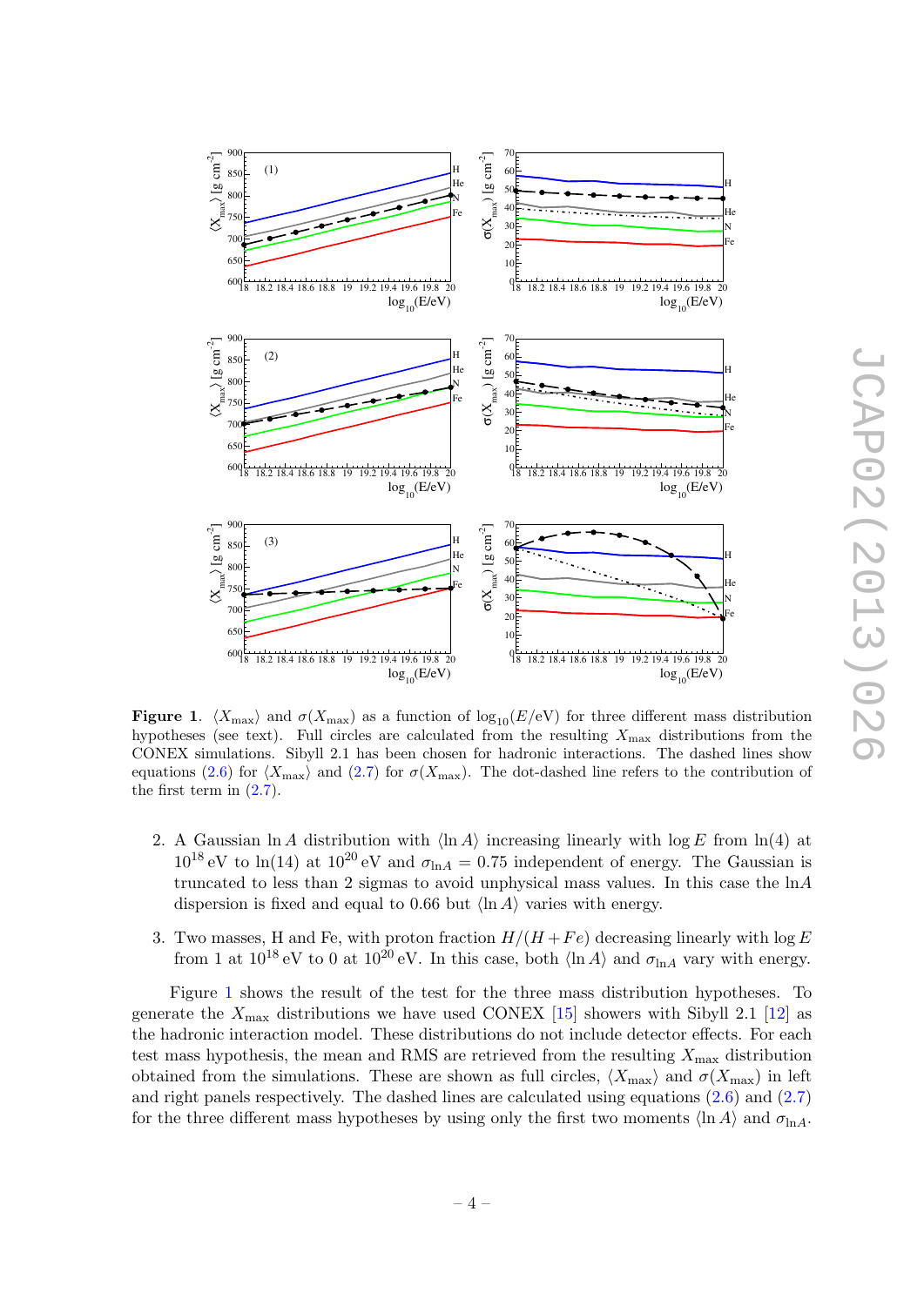**Figure 1**. $\langle X_{\max}\rangle$ and $\sigma(X_{\max})$ as a function of $\log_{10}(E/\text{eV})$ for three different mass distribution hypotheses (see text). Full circles are calculated from the resulting $X_{\max}$ distributions from the CONEX simulations. Sibyll 2.1 has been chosen for hadronic interactions. The dashed lines show equations (2.6) for $\langle X_{\max}\rangle$ and (2.7) for $\sigma(X_{\max})$. The dot-dashed line refers to the contribution of the first term in (2.7).

2. A Gaussian $\ln A$ distribution with $\langle \ln A\rangle$ increasing linearly with $\log E$ from $\ln(4)$ at $10^{18}$ eV to $\ln(14)$ at $10^{20}$ eV and $\sigma_{\ln A} = 0.75$ independent of energy. The Gaussian is truncated to less than 2 sigmas to avoid unphysical mass values. In this case the $\ln A$ dispersion is fixed and equal to 0.66 but $\langle \ln A\rangle$ varies with energy.

3. Two masses, H and Fe, with proton fraction $H/(H+Fe)$ decreasing linearly with $\log E$ from 1 at $10^{18}$ eV to 0 at $10^{20}$ eV. In this case, both $\langle \ln A\rangle$ and $\sigma_{\ln A}$ vary with energy.

Figure 1 shows the result of the test for the three mass distribution hypotheses. To generate the $X_{\max}$ distributions we have used CONEX [15] showers with Sibyll 2.1 [12] as the hadronic interaction model. These distributions do not include detector effects. For each test mass hypothesis, the mean and RMS are retrieved from the resulting $X_{\max}$ distribution obtained from the simulations. These are shown as full circles, $\langle X_{\max}\rangle$ and $\sigma(X_{\max})$ in left and right panels respectively. The dashed lines are calculated using equations (2.6) and (2.7) for the three different mass hypotheses by using only the first two moments $\langle \ln A\rangle$ and $\sigma_{\ln A}$.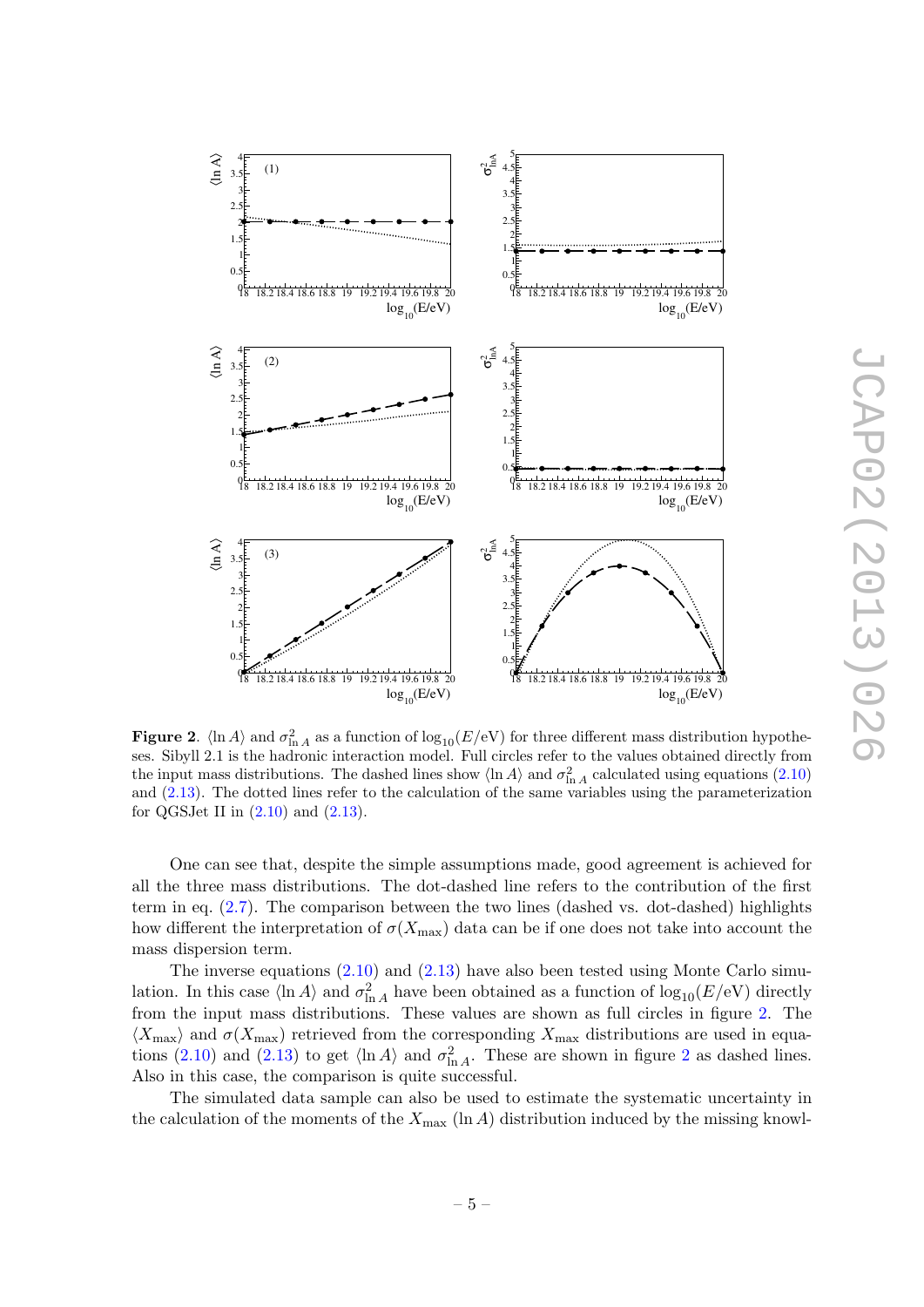**Figure 2**. $\langle \ln A \rangle$ and $\sigma^2_{\ln A}$ as a function of $\log_{10}(E/\mathrm{eV})$ for three different mass distribution hypotheses. Sibyll 2.1 is the hadronic interaction model. Full circles refer to the values obtained directly from the input mass distributions. The dashed lines show $\langle \ln A \rangle$ and $\sigma^2_{\ln A}$ calculated using equations (2.10) and (2.13). The dotted lines refer to the calculation of the same variables using the parameterization for QGSJet II in (2.10) and (2.13).

One can see that, despite the simple assumptions made, good agreement is achieved for all the three mass distributions. The dot-dashed line refers to the contribution of the first term in eq. (2.7). The comparison between the two lines (dashed vs. dot-dashed) highlights how different the interpretation of $\sigma(X_{\max})$ data can be if one does not take into account the mass dispersion term.

The inverse equations (2.10) and (2.13) have also been tested using Monte Carlo simulation. In this case $\langle \ln A \rangle$ and $\sigma^2_{\ln A}$ have been obtained as a function of $\log_{10}(E/\mathrm{eV})$ directly from the input mass distributions. These values are shown as full circles in figure 2. The $\langle X_{\max} \rangle$ and $\sigma(X_{\max})$ retrieved from the corresponding $X_{\max}$ distributions are used in equations (2.10) and (2.13) to get $\langle \ln A \rangle$ and $\sigma^2_{\ln A}$. These are shown in figure 2 as dashed lines. Also in this case, the comparison is quite successful.

The simulated data sample can also be used to estimate the systematic uncertainty in the calculation of the moments of the $X_{\max}$ ($\ln A$) distribution induced by the missing knowl-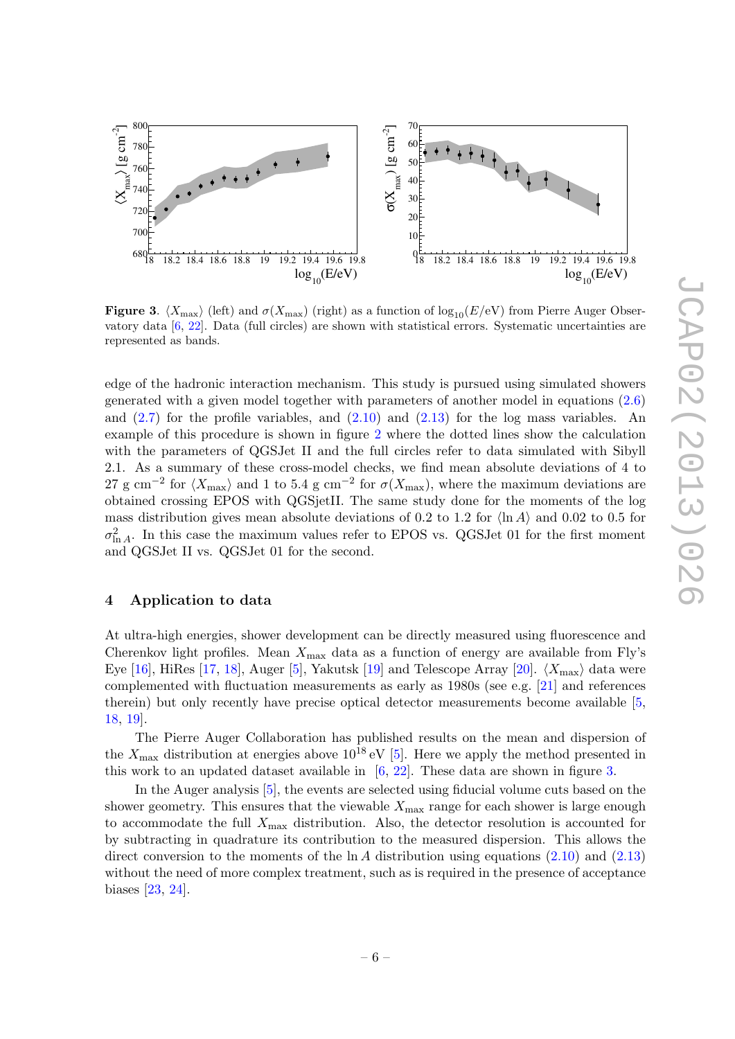**Figure 3**. $\langle X_{\max} \rangle$ (left) and $\sigma(X_{\max})$ (right) as a function of $\log_{10}(E/\text{eV})$ from Pierre Auger Observatory data [6, 22]. Data (full circles) are shown with statistical errors. Systematic uncertainties are represented as bands.

edge of the hadronic interaction mechanism. This study is pursued using simulated showers generated with a given model together with parameters of another model in equations (2.6) and (2.7) for the profile variables, and (2.10) and (2.13) for the log mass variables. An example of this procedure is shown in figure 2 where the dotted lines show the calculation with the parameters of QGSJet II and the full circles refer to data simulated with Sibyll 2.1. As a summary of these cross-model checks, we find mean absolute deviations of 4 to 27 g cm$^{-2}$ for $\langle X_{\max} \rangle$ and 1 to 5.4 g cm$^{-2}$ for $\sigma(X_{\max})$, where the maximum deviations are obtained crossing EPOS with QGSjetII. The same study done for the moments of the log mass distribution gives mean absolute deviations of 0.2 to 1.2 for $\langle \ln A \rangle$ and 0.02 to 0.5 for $\sigma^2_{\ln A}$. In this case the maximum values refer to EPOS vs. QGSJet 01 for the first moment and QGSJet II vs. QGSJet 01 for the second.

## 4 Application to data

At ultra-high energies, shower development can be directly measured using fluorescence and Cherenkov light profiles. Mean $X_{\max}$ data as a function of energy are available from Fly's Eye [16], HiRes [17, 18], Auger [5], Yakutsk [19] and Telescope Array [20]. $\langle X_{\max} \rangle$ data were complemented with fluctuation measurements as early as 1980s (see e.g. [21] and references therein) but only recently have precise optical detector measurements become available [5, 18, 19].

The Pierre Auger Collaboration has published results on the mean and dispersion of the $X_{\max}$ distribution at energies above $10^{18}$ eV [5]. Here we apply the method presented in this work to an updated dataset available in [6, 22]. These data are shown in figure 3.

In the Auger analysis [5], the events are selected using fiducial volume cuts based on the shower geometry. This ensures that the viewable $X_{\max}$ range for each shower is large enough to accommodate the full $X_{\max}$ distribution. Also, the detector resolution is accounted for by subtracting in quadrature its contribution to the measured dispersion. This allows the direct conversion to the moments of the $\ln A$ distribution using equations (2.10) and (2.13) without the need of more complex treatment, such as is required in the presence of acceptance biases [23, 24].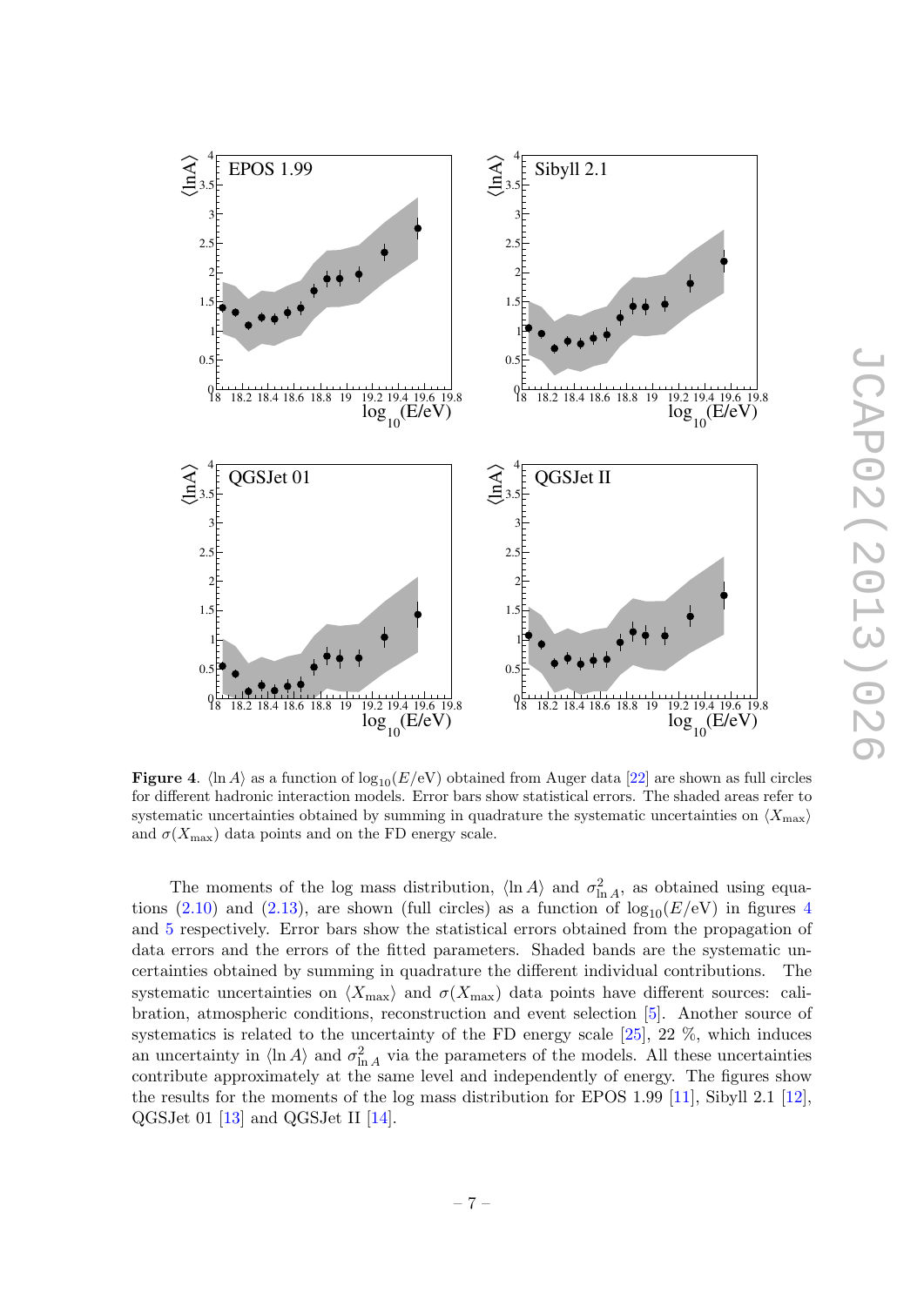**Figure 4**. $\langle \ln A \rangle$ as a function of $\log_{10}(E/\text{eV})$ obtained from Auger data [22] are shown as full circles for different hadronic interaction models. Error bars show statistical errors. The shaded areas refer to systematic uncertainties obtained by summing in quadrature the systematic uncertainties on $\langle X_{\max} \rangle$ and $\sigma(X_{\max})$ data points and on the FD energy scale.

The moments of the log mass distribution, $\langle \ln A \rangle$ and $\sigma^2_{\ln A}$, as obtained using equations (2.10) and (2.13), are shown (full circles) as a function of $\log_{10}(E/\text{eV})$ in figures 4 and 5 respectively. Error bars show the statistical errors obtained from the propagation of data errors and the errors of the fitted parameters. Shaded bands are the systematic uncertainties obtained by summing in quadrature the different individual contributions. The systematic uncertainties on $\langle X_{\max} \rangle$ and $\sigma(X_{\max})$ data points have different sources: calibration, atmospheric conditions, reconstruction and event selection [5]. Another source of systematics is related to the uncertainty of the FD energy scale [25], 22 %, which induces an uncertainty in $\langle \ln A \rangle$ and $\sigma^2_{\ln A}$ via the parameters of the models. All these uncertainties contribute approximately at the same level and independently of energy. The figures show the results for the moments of the log mass distribution for EPOS 1.99 [11], Sibyll 2.1 [12], QGSJet 01 [13] and QGSJet II [14].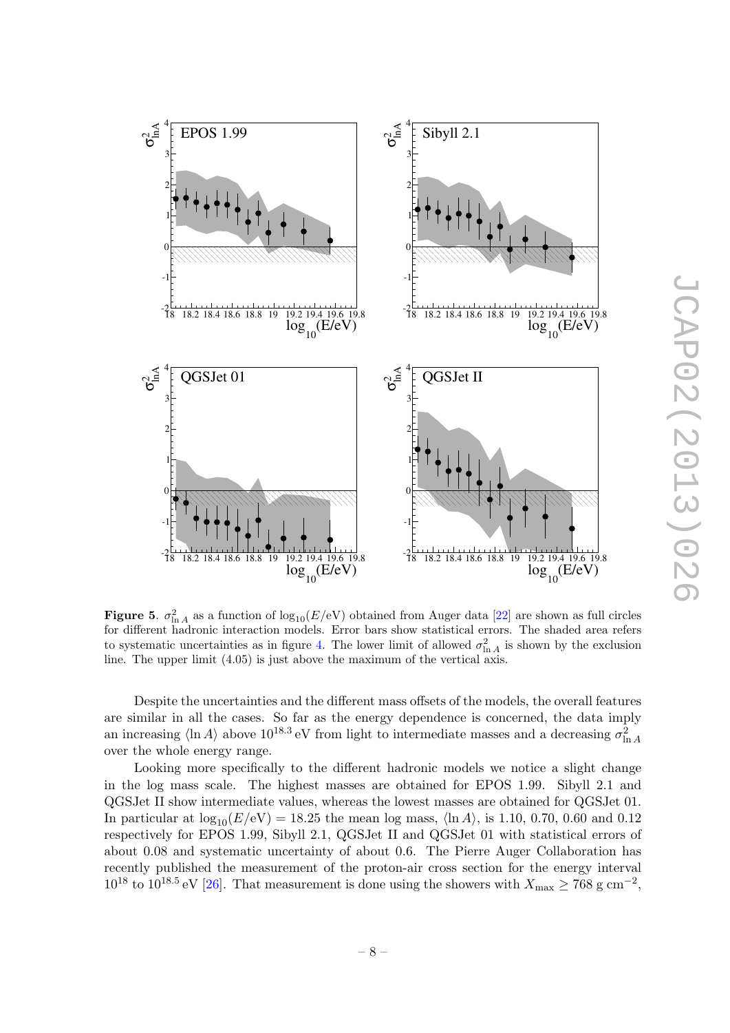**Figure 5**. $\sigma^2_{\ln A}$ as a function of $\log_{10}(E/\text{eV})$ obtained from Auger data [22] are shown as full circles for different hadronic interaction models. Error bars show statistical errors. The shaded area refers to systematic uncertainties as in figure 4. The lower limit of allowed $\sigma^2_{\ln A}$ is shown by the exclusion line. The upper limit (4.05) is just above the maximum of the vertical axis.

Despite the uncertainties and the different mass offsets of the models, the overall features are similar in all the cases. So far as the energy dependence is concerned, the data imply an increasing $\langle \ln A \rangle$ above $10^{18.3}$ eV from light to intermediate masses and a decreasing $\sigma^2_{\ln A}$ over the whole energy range.

Looking more specifically to the different hadronic models we notice a slight change in the log mass scale. The highest masses are obtained for EPOS 1.99. Sibyll 2.1 and QGSJet II show intermediate values, whereas the lowest masses are obtained for QGSJet 01. In particular at $\log_{10}(E/\text{eV}) = 18.25$ the mean log mass, $\langle \ln A \rangle$, is 1.10, 0.70, 0.60 and 0.12 respectively for EPOS 1.99, Sibyll 2.1, QGSJet II and QGSJet 01 with statistical errors of about 0.08 and systematic uncertainty of about 0.6. The Pierre Auger Collaboration has recently published the measurement of the proton-air cross section for the energy interval $10^{18}$ to $10^{18.5}$ eV [26]. That measurement is done using the showers with $X_{\max} \geq 768$ g cm$^{-2}$,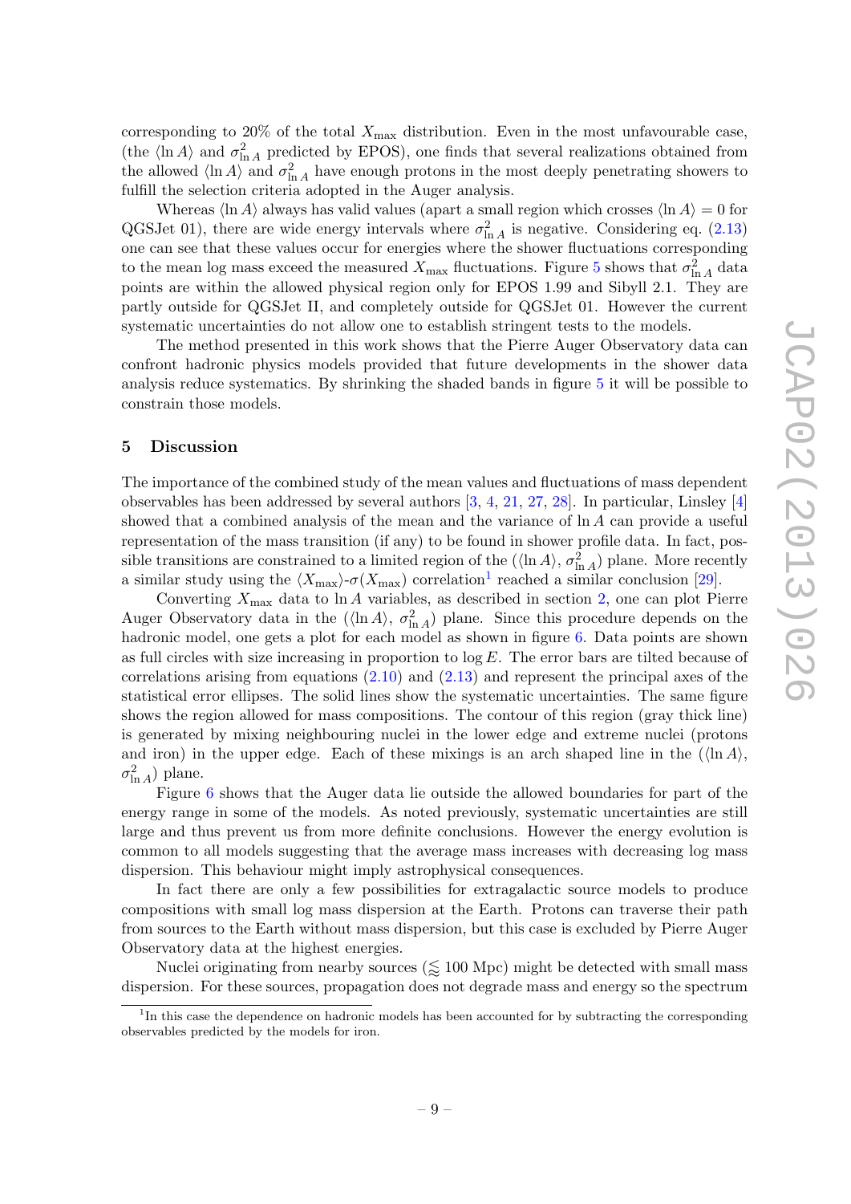corresponding to 20% of the total $X_{\max}$ distribution. Even in the most unfavourable case, (the $\langle \ln A\rangle$ and $\sigma^2_{\ln A}$ predicted by EPOS), one finds that several realizations obtained from the allowed $\langle \ln A\rangle$ and $\sigma^2_{\ln A}$ have enough protons in the most deeply penetrating showers to fulfill the selection criteria adopted in the Auger analysis.

Whereas $\langle \ln A\rangle$ always has valid values (apart a small region which crosses $\langle \ln A\rangle = 0$ for QGSJet 01), there are wide energy intervals where $\sigma^2_{\ln A}$ is negative. Considering eq. (2.13) one can see that these values occur for energies where the shower fluctuations corresponding to the mean log mass exceed the measured $X_{\max}$ fluctuations. Figure 5 shows that $\sigma^2_{\ln A}$ data points are within the allowed physical region only for EPOS 1.99 and Sibyll 2.1. They are partly outside for QGSJet II, and completely outside for QGSJet 01. However the current systematic uncertainties do not allow one to establish stringent tests to the models.

The method presented in this work shows that the Pierre Auger Observatory data can confront hadronic physics models provided that future developments in the shower data analysis reduce systematics. By shrinking the shaded bands in figure 5 it will be possible to constrain those models.

## 5 Discussion

The importance of the combined study of the mean values and fluctuations of mass dependent observables has been addressed by several authors [3, 4, 21, 27, 28]. In particular, Linsley [4] showed that a combined analysis of the mean and the variance of $\ln A$ can provide a useful representation of the mass transition (if any) to be found in shower profile data. In fact, possible transitions are constrained to a limited region of the ($\langle \ln A\rangle$, $\sigma^2_{\ln A}$) plane. More recently a similar study using the $\langle X_{\max}\rangle$-$\sigma(X_{\max})$ correlation[1] reached a similar conclusion [29].

Converting $X_{\max}$ data to $\ln A$ variables, as described in section 2, one can plot Pierre Auger Observatory data in the ($\langle \ln A\rangle$, $\sigma^2_{\ln A}$) plane. Since this procedure depends on the hadronic model, one gets a plot for each model as shown in figure 6. Data points are shown as full circles with size increasing in proportion to $\log E$. The error bars are tilted because of correlations arising from equations (2.10) and (2.13) and represent the principal axes of the statistical error ellipses. The solid lines show the systematic uncertainties. The same figure shows the region allowed for mass compositions. The contour of this region (gray thick line) is generated by mixing neighbouring nuclei in the lower edge and extreme nuclei (protons and iron) in the upper edge. Each of these mixings is an arch shaped line in the ($\langle \ln A\rangle$, $\sigma^2_{\ln A}$) plane.

Figure 6 shows that the Auger data lie outside the allowed boundaries for part of the energy range in some of the models. As noted previously, systematic uncertainties are still large and thus prevent us from more definite conclusions. However the energy evolution is common to all models suggesting that the average mass increases with decreasing log mass dispersion. This behaviour might imply astrophysical consequences.

In fact there are only a few possibilities for extragalactic source models to produce compositions with small log mass dispersion at the Earth. Protons can traverse their path from sources to the Earth without mass dispersion, but this case is excluded by Pierre Auger Observatory data at the highest energies.

Nuclei originating from nearby sources ($\lesssim$ 100 Mpc) might be detected with small mass dispersion. For these sources, propagation does not degrade mass and energy so the spectrum

[1] In this case the dependence on hadronic models has been accounted for by subtracting the corresponding observables predicted by the models for iron.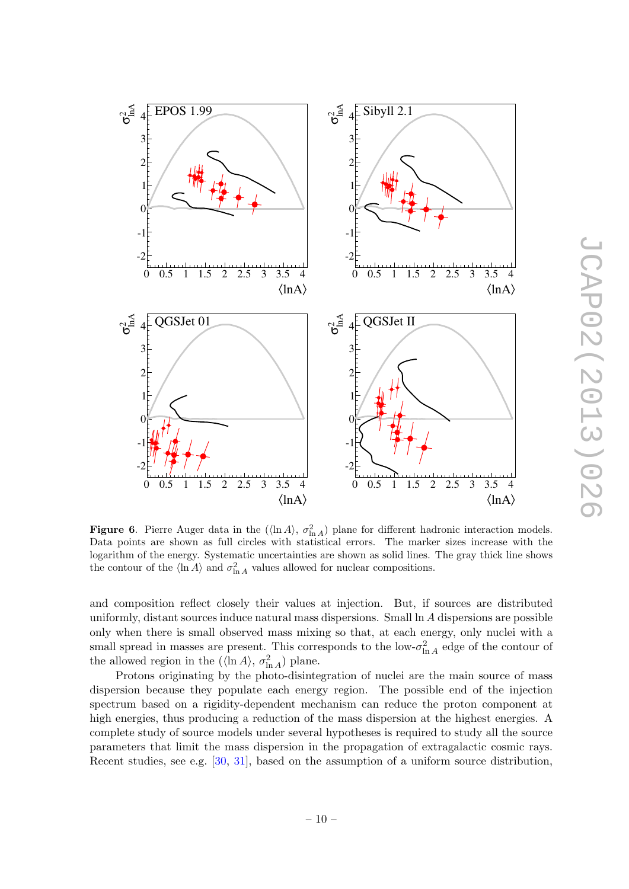**Figure 6**. Pierre Auger data in the ($\langle \ln A \rangle$, $\sigma^2_{\ln A}$) plane for different hadronic interaction models. Data points are shown as full circles with statistical errors. The marker sizes increase with the logarithm of the energy. Systematic uncertainties are shown as solid lines. The gray thick line shows the contour of the $\langle \ln A \rangle$ and $\sigma^2_{\ln A}$ values allowed for nuclear compositions.

and composition reflect closely their values at injection. But, if sources are distributed uniformly, distant sources induce natural mass dispersions. Small $\ln A$ dispersions are possible only when there is small observed mass mixing so that, at each energy, only nuclei with a small spread in masses are present. This corresponds to the low-$\sigma^2_{\ln A}$ edge of the contour of the allowed region in the ($\langle \ln A \rangle$, $\sigma^2_{\ln A}$) plane.

Protons originating by the photo-disintegration of nuclei are the main source of mass dispersion because they populate each energy region. The possible end of the injection spectrum based on a rigidity-dependent mechanism can reduce the proton component at high energies, thus producing a reduction of the mass dispersion at the highest energies. A complete study of source models under several hypotheses is required to study all the source parameters that limit the mass dispersion in the propagation of extragalactic cosmic rays. Recent studies, see e.g. [30, 31], based on the assumption of a uniform source distribution,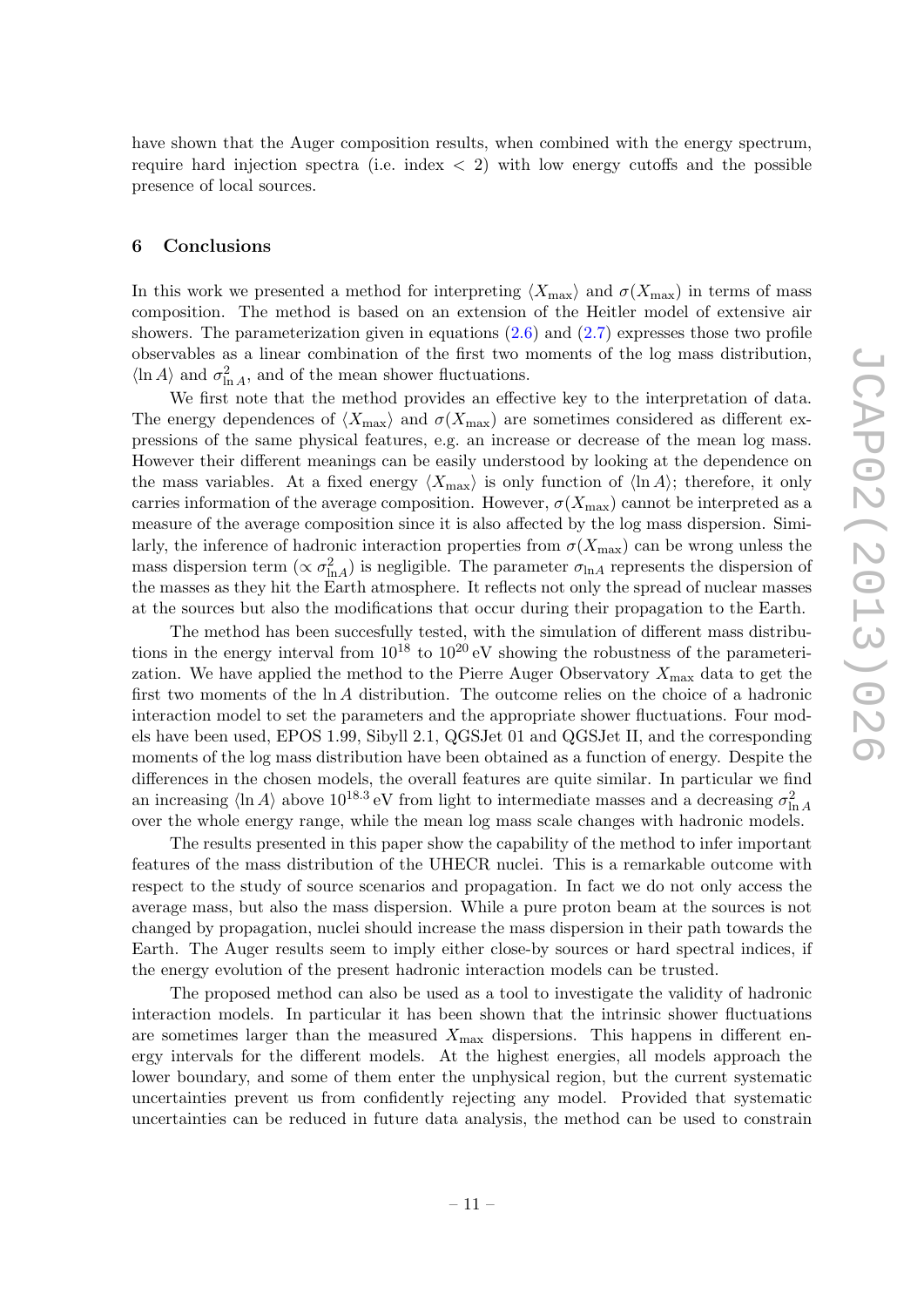have shown that the Auger composition results, when combined with the energy spectrum, require hard injection spectra (i.e. index $< 2$) with low energy cutoffs and the possible presence of local sources.

## 6 Conclusions

In this work we presented a method for interpreting $\langle X_{\max}\rangle$ and $\sigma(X_{\max})$ in terms of mass composition. The method is based on an extension of the Heitler model of extensive air showers. The parameterization given in equations (2.6) and (2.7) expresses those two profile observables as a linear combination of the first two moments of the log mass distribution, $\langle \ln A\rangle$ and $\sigma^2_{\ln A}$, and of the mean shower fluctuations.

We first note that the method provides an effective key to the interpretation of data. The energy dependences of $\langle X_{\max}\rangle$ and $\sigma(X_{\max})$ are sometimes considered as different expressions of the same physical features, e.g. an increase or decrease of the mean log mass. However their different meanings can be easily understood by looking at the dependence on the mass variables. At a fixed energy $\langle X_{\max}\rangle$ is only function of $\langle \ln A\rangle$; therefore, it only carries information of the average composition. However, $\sigma(X_{\max})$ cannot be interpreted as a measure of the average composition since it is also affected by the log mass dispersion. Similarly, the inference of hadronic interaction properties from $\sigma(X_{\max})$ can be wrong unless the mass dispersion term ($\propto \sigma^2_{\ln A}$) is negligible. The parameter $\sigma_{\ln A}$ represents the dispersion of the masses as they hit the Earth atmosphere. It reflects not only the spread of nuclear masses at the sources but also the modifications that occur during their propagation to the Earth.

The method has been succesfully tested, with the simulation of different mass distributions in the energy interval from $10^{18}$ to $10^{20}$ eV showing the robustness of the parameterization. We have applied the method to the Pierre Auger Observatory $X_{\max}$ data to get the first two moments of the $\ln A$ distribution. The outcome relies on the choice of a hadronic interaction model to set the parameters and the appropriate shower fluctuations. Four models have been used, EPOS 1.99, Sibyll 2.1, QGSJet 01 and QGSJet II, and the corresponding moments of the log mass distribution have been obtained as a function of energy. Despite the differences in the chosen models, the overall features are quite similar. In particular we find an increasing $\langle \ln A\rangle$ above $10^{18.3}$ eV from light to intermediate masses and a decreasing $\sigma^2_{\ln A}$ over the whole energy range, while the mean log mass scale changes with hadronic models.

The results presented in this paper show the capability of the method to infer important features of the mass distribution of the UHECR nuclei. This is a remarkable outcome with respect to the study of source scenarios and propagation. In fact we do not only access the average mass, but also the mass dispersion. While a pure proton beam at the sources is not changed by propagation, nuclei should increase the mass dispersion in their path towards the Earth. The Auger results seem to imply either close-by sources or hard spectral indices, if the energy evolution of the present hadronic interaction models can be trusted.

The proposed method can also be used as a tool to investigate the validity of hadronic interaction models. In particular it has been shown that the intrinsic shower fluctuations are sometimes larger than the measured $X_{\max}$ dispersions. This happens in different energy intervals for the different models. At the highest energies, all models approach the lower boundary, and some of them enter the unphysical region, but the current systematic uncertainties prevent us from confidently rejecting any model. Provided that systematic uncertainties can be reduced in future data analysis, the method can be used to constrain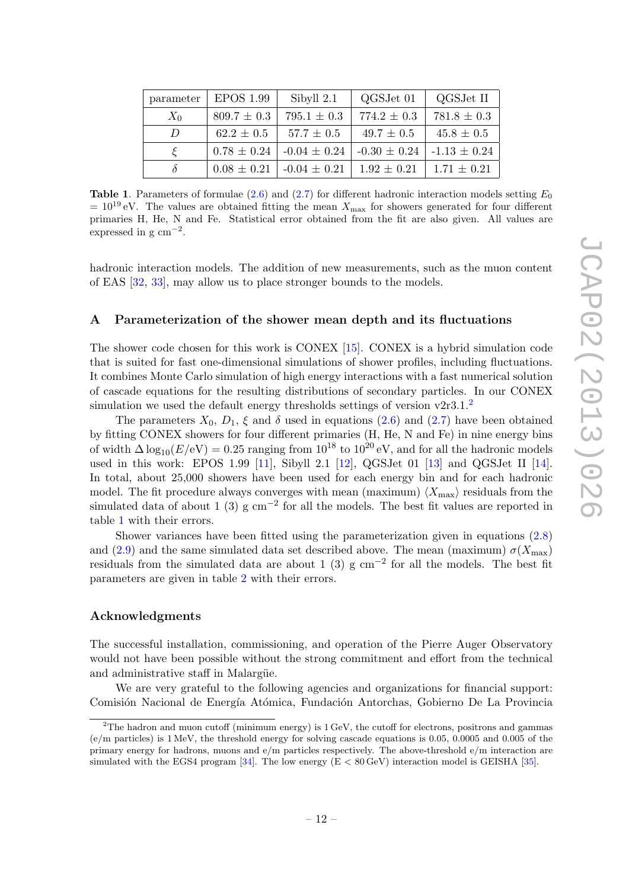| parameter | EPOS 1.99 | Sibyll 2.1 | QGSJet 01 | QGSJet II |
| --- | --- | --- | --- | --- |
| $X_0$ | 809.7 ± 0.3 | 795.1 ± 0.3 | 774.2 ± 0.3 | 781.8 ± 0.3 |
| $D$ | 62.2 ± 0.5 | 57.7 ± 0.5 | 49.7 ± 0.5 | 45.8 ± 0.5 |
| $\xi$ | 0.78 ± 0.24 | -0.04 ± 0.24 | -0.30 ± 0.24 | -1.13 ± 0.24 |
| $\delta$ | 0.08 ± 0.21 | -0.04 ± 0.21 | 1.92 ± 0.21 | 1.71 ± 0.21 |

**Table 1**. Parameters of formulae (2.6) and (2.7) for different hadronic interaction models setting $E_0 = 10^{19}$ eV. The values are obtained fitting the mean $X_{\rm max}$ for showers generated for four different primaries H, He, N and Fe. Statistical error obtained from the fit are also given. All values are expressed in g cm$^{-2}$.

hadronic interaction models. The addition of new measurements, such as the muon content of EAS [32, 33], may allow us to place stronger bounds to the models.

## A Parameterization of the shower mean depth and its fluctuations

The shower code chosen for this work is CONEX [15]. CONEX is a hybrid simulation code that is suited for fast one-dimensional simulations of shower profiles, including fluctuations. It combines Monte Carlo simulation of high energy interactions with a fast numerical solution of cascade equations for the resulting distributions of secondary particles. In our CONEX simulation we used the default energy thresholds settings of version v2r3.1.[2]

The parameters $X_0$, $D_1$, $\xi$ and $\delta$ used in equations (2.6) and (2.7) have been obtained by fitting CONEX showers for four different primaries (H, He, N and Fe) in nine energy bins of width $\Delta \log_{10}(E/\text{eV}) = 0.25$ ranging from $10^{18}$ to $10^{20}$ eV, and for all the hadronic models used in this work: EPOS 1.99 [11], Sibyll 2.1 [12], QGSJet 01 [13] and QGSJet II [14]. In total, about 25,000 showers have been used for each energy bin and for each hadronic model. The fit procedure always converges with mean (maximum) $\langle X_{\rm max}\rangle$ residuals from the simulated data of about 1 (3) g cm$^{-2}$ for all the models. The best fit values are reported in table 1 with their errors.

Shower variances have been fitted using the parameterization given in equations (2.8) and (2.9) and the same simulated data set described above. The mean (maximum) $\sigma(X_{\rm max})$ residuals from the simulated data are about 1 (3) g cm$^{-2}$ for all the models. The best fit parameters are given in table 2 with their errors.

### Acknowledgments

The successful installation, commissioning, and operation of the Pierre Auger Observatory would not have been possible without the strong commitment and effort from the technical and administrative staff in Malargüe.

We are very grateful to the following agencies and organizations for financial support: Comisión Nacional de Energía Atómica, Fundación Antorchas, Gobierno De La Provincia

[2] The hadron and muon cutoff (minimum energy) is 1 GeV, the cutoff for electrons, positrons and gammas (e/m particles) is 1 MeV, the threshold energy for solving cascade equations is 0.05, 0.0005 and 0.005 of the primary energy for hadrons, muons and e/m particles respectively. The above-threshold e/m interaction are simulated with the EGS4 program [34]. The low energy (E < 80 GeV) interaction model is GEISHA [35].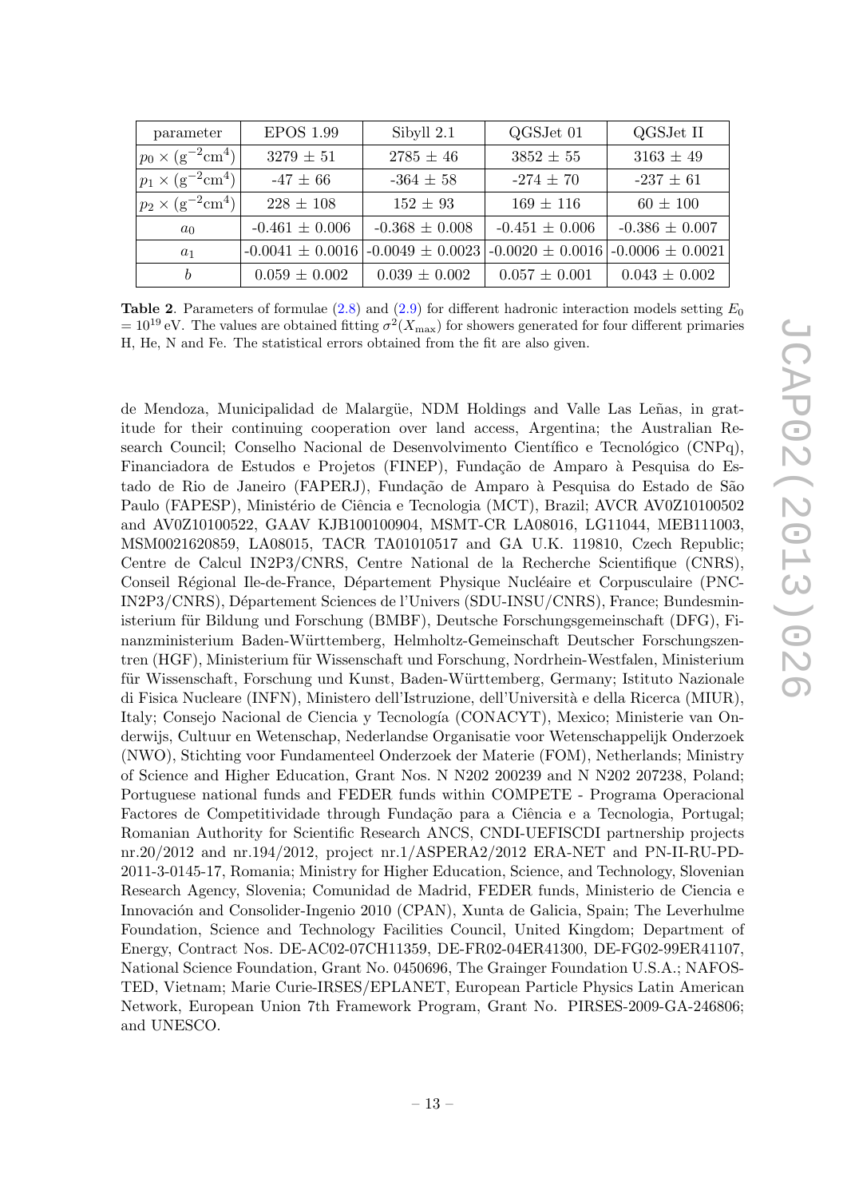| parameter | EPOS 1.99 | Sibyll 2.1 | QGSJet 01 | QGSJet II |
|---|---|---|---|---|
| $p_0 \times (\mathrm{g}^{-2}\mathrm{cm}^4)$ | 3279 ± 51 | 2785 ± 46 | 3852 ± 55 | 3163 ± 49 |
| $p_1 \times (\mathrm{g}^{-2}\mathrm{cm}^4)$ | -47 ± 66 | -364 ± 58 | -274 ± 70 | -237 ± 61 |
| $p_2 \times (\mathrm{g}^{-2}\mathrm{cm}^4)$ | 228 ± 108 | 152 ± 93 | 169 ± 116 | 60 ± 100 |
| $a_0$ | -0.461 ± 0.006 | -0.368 ± 0.008 | -0.451 ± 0.006 | -0.386 ± 0.007 |
| $a_1$ | -0.0041 ± 0.0016 | -0.0049 ± 0.0023 | -0.0020 ± 0.0016 | -0.0006 ± 0.0021 |
| $b$ | 0.059 ± 0.002 | 0.039 ± 0.002 | 0.057 ± 0.001 | 0.043 ± 0.002 |

**Table 2**. Parameters of formulae (2.8) and (2.9) for different hadronic interaction models setting $E_0 = 10^{19}$ eV. The values are obtained fitting $\sigma^2(X_{\max})$ for showers generated for four different primaries H, He, N and Fe. The statistical errors obtained from the fit are also given.

de Mendoza, Municipalidad de Malargüe, NDM Holdings and Valle Las Leñas, in gratitude for their continuing cooperation over land access, Argentina; the Australian Research Council; Conselho Nacional de Desenvolvimento Científico e Tecnológico (CNPq), Financiadora de Estudos e Projetos (FINEP), Fundação de Amparo à Pesquisa do Estado de Rio de Janeiro (FAPERJ), Fundação de Amparo à Pesquisa do Estado de São Paulo (FAPESP), Ministério de Ciência e Tecnologia (MCT), Brazil; AVCR AV0Z10100502 and AV0Z10100522, GAAV KJB100100904, MSMT-CR LA08016, LG11044, MEB111003, MSM0021620859, LA08015, TACR TA01010517 and GA U.K. 119810, Czech Republic; Centre de Calcul IN2P3/CNRS, Centre National de la Recherche Scientifique (CNRS), Conseil Régional Ile-de-France, Département Physique Nucléaire et Corpusculaire (PNC-IN2P3/CNRS), Département Sciences de l'Univers (SDU-INSU/CNRS), France; Bundesministerium für Bildung und Forschung (BMBF), Deutsche Forschungsgemeinschaft (DFG), Finanzministerium Baden-Württemberg, Helmholtz-Gemeinschaft Deutscher Forschungszentren (HGF), Ministerium für Wissenschaft und Forschung, Nordrhein-Westfalen, Ministerium für Wissenschaft, Forschung und Kunst, Baden-Württemberg, Germany; Istituto Nazionale di Fisica Nucleare (INFN), Ministero dell'Istruzione, dell'Università e della Ricerca (MIUR), Italy; Consejo Nacional de Ciencia y Tecnología (CONACYT), Mexico; Ministerie van Onderwijs, Cultuur en Wetenschap, Nederlandse Organisatie voor Wetenschappelijk Onderzoek (NWO), Stichting voor Fundamenteel Onderzoek der Materie (FOM), Netherlands; Ministry of Science and Higher Education, Grant Nos. N N202 200239 and N N202 207238, Poland; Portuguese national funds and FEDER funds within COMPETE - Programa Operacional Factores de Competitividade through Fundação para a Ciência e a Tecnologia, Portugal; Romanian Authority for Scientific Research ANCS, CNDI-UEFISCDI partnership projects nr.20/2012 and nr.194/2012, project nr.1/ASPERA2/2012 ERA-NET and PN-II-RU-PD-2011-3-0145-17, Romania; Ministry for Higher Education, Science, and Technology, Slovenian Research Agency, Slovenia; Comunidad de Madrid, FEDER funds, Ministerio de Ciencia e Innovación and Consolider-Ingenio 2010 (CPAN), Xunta de Galicia, Spain; The Leverhulme Foundation, Science and Technology Facilities Council, United Kingdom; Department of Energy, Contract Nos. DE-AC02-07CH11359, DE-FR02-04ER41300, DE-FG02-99ER41107, National Science Foundation, Grant No. 0450696, The Grainger Foundation U.S.A.; NAFOSTED, Vietnam; Marie Curie-IRSES/EPLANET, European Particle Physics Latin American Network, European Union 7th Framework Program, Grant No. PIRSES-2009-GA-246806; and UNESCO.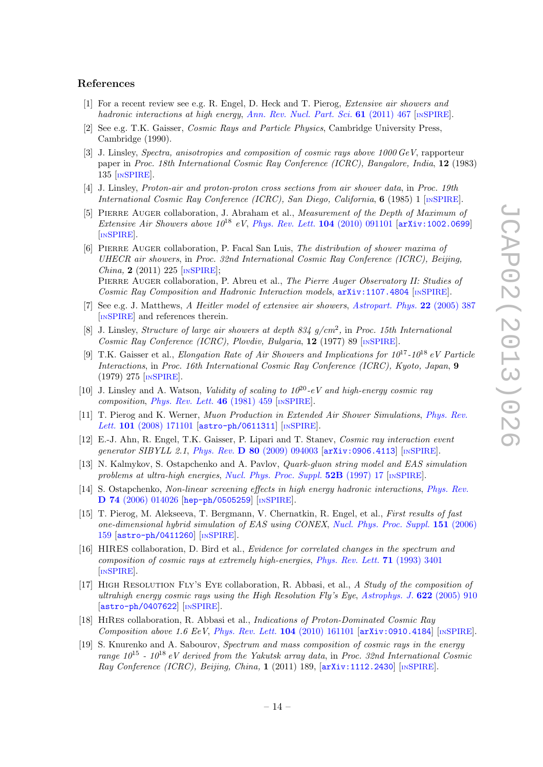## References

[1] For a recent review see e.g. R. Engel, D. Heck and T. Pierog, *Extensive air showers and hadronic interactions at high energy*, *Ann. Rev. Nucl. Part. Sci.* **61** (2011) 467 [INSPIRE].

[2] See e.g. T.K. Gaisser, *Cosmic Rays and Particle Physics*, Cambridge University Press, Cambridge (1990).

[3] J. Linsley, *Spectra, anisotropies and composition of cosmic rays above 1000 GeV*, rapporteur paper in *Proc. 18th International Cosmic Ray Conference (ICRC), Bangalore, India*, **12** (1983) 135 [INSPIRE].

[4] J. Linsley, *Proton-air and proton-proton cross sections from air shower data*, in *Proc. 19th International Cosmic Ray Conference (ICRC), San Diego, California*, **6** (1985) 1 [INSPIRE].

[5] Pierre Auger collaboration, J. Abraham et al., *Measurement of the Depth of Maximum of Extensive Air Showers above $10^{18}$ eV*, *Phys. Rev. Lett.* **104** (2010) 091101 [arXiv:1002.0699] [INSPIRE].

[6] Pierre Auger collaboration, P. Facal San Luis, *The distribution of shower maxima of UHECR air showers*, in *Proc. 32nd International Cosmic Ray Conference (ICRC), Beijing, China*, **2** (2011) 225 [INSPIRE];
Pierre Auger collaboration, P. Abreu et al., *The Pierre Auger Observatory II: Studies of Cosmic Ray Composition and Hadronic Interaction models*, arXiv:1107.4804 [INSPIRE].

[7] See e.g. J. Matthews, *A Heitler model of extensive air showers*, *Astropart. Phys.* **22** (2005) 387 [INSPIRE] and references therein.

[8] J. Linsley, *Structure of large air showers at depth 834 g/cm$^2$*, in *Proc. 15th International Cosmic Ray Conference (ICRC), Plovdiv, Bulgaria*, **12** (1977) 89 [INSPIRE].

[9] T.K. Gaisser et al., *Elongation Rate of Air Showers and Implications for $10^{17}$-$10^{18}$ eV Particle Interactions*, in *Proc. 16th International Cosmic Ray Conference (ICRC), Kyoto, Japan*, **9** (1979) 275 [INSPIRE].

[10] J. Linsley and A. Watson, *Validity of scaling to $10^{20}$-eV and high-energy cosmic ray composition*, *Phys. Rev. Lett.* **46** (1981) 459 [INSPIRE].

[11] T. Pierog and K. Werner, *Muon Production in Extended Air Shower Simulations*, *Phys. Rev. Lett.* **101** (2008) 171101 [astro-ph/0611311] [INSPIRE].

[12] E.-J. Ahn, R. Engel, T.K. Gaisser, P. Lipari and T. Stanev, *Cosmic ray interaction event generator SIBYLL 2.1*, *Phys. Rev.* **D 80** (2009) 094003 [arXiv:0906.4113] [INSPIRE].

[13] N. Kalmykov, S. Ostapchenko and A. Pavlov, *Quark-gluon string model and EAS simulation problems at ultra-high energies*, *Nucl. Phys. Proc. Suppl.* **52B** (1997) 17 [INSPIRE].

[14] S. Ostapchenko, *Non-linear screening effects in high energy hadronic interactions*, *Phys. Rev.* **D 74** (2006) 014026 [hep-ph/0505259] [INSPIRE].

[15] T. Pierog, M. Alekseeva, T. Bergmann, V. Chernatkin, R. Engel, et al., *First results of fast one-dimensional hybrid simulation of EAS using CONEX*, *Nucl. Phys. Proc. Suppl.* **151** (2006) 159 [astro-ph/0411260] [INSPIRE].

[16] HIRES collaboration, D. Bird et al., *Evidence for correlated changes in the spectrum and composition of cosmic rays at extremely high-energies*, *Phys. Rev. Lett.* **71** (1993) 3401 [INSPIRE].

[17] High Resolution Fly's Eye collaboration, R. Abbasi, et al., *A Study of the composition of ultrahigh energy cosmic rays using the High Resolution Fly's Eye*, *Astrophys. J.* **622** (2005) 910 [astro-ph/0407622] [INSPIRE].

[18] HiRes collaboration, R. Abbasi et al., *Indications of Proton-Dominated Cosmic Ray Composition above 1.6 EeV*, *Phys. Rev. Lett.* **104** (2010) 161101 [arXiv:0910.4184] [INSPIRE].

[19] S. Knurenko and A. Sabourov, *Spectrum and mass composition of cosmic rays in the energy range $10^{15}$ - $10^{18}$ eV derived from the Yakutsk array data*, in *Proc. 32nd International Cosmic Ray Conference (ICRC), Beijing, China,* **1** (2011) 189, [arXiv:1112.2430] [INSPIRE].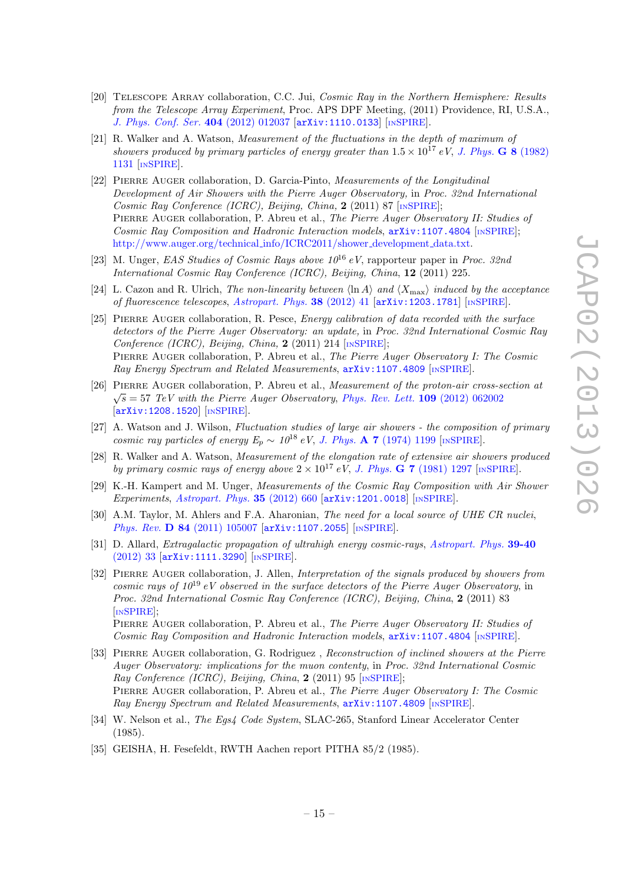[20] Telescope Array collaboration, C.C. Jui, *Cosmic Ray in the Northern Hemisphere: Results from the Telescope Array Experiment*, Proc. APS DPF Meeting, (2011) Providence, RI, U.S.A., *J. Phys. Conf. Ser.* **404** (2012) 012037 [arXiv:1110.0133] [INSPIRE].

[21] R. Walker and A. Watson, *Measurement of the fluctuations in the depth of maximum of showers produced by primary particles of energy greater than* $1.5 \times 10^{17}$ *eV*, *J. Phys.* **G 8** (1982) 1131 [INSPIRE].

[22] Pierre Auger collaboration, D. Garcia-Pinto, *Measurements of the Longitudinal Development of Air Showers with the Pierre Auger Observatory*, in *Proc. 32nd International Cosmic Ray Conference (ICRC), Beijing, China*, **2** (2011) 87 [INSPIRE];
Pierre Auger collaboration, P. Abreu et al., *The Pierre Auger Observatory II: Studies of Cosmic Ray Composition and Hadronic Interaction models*, arXiv:1107.4804 [INSPIRE];
http://www.auger.org/technical_info/ICRC2011/shower_development_data.txt.

[23] M. Unger, *EAS Studies of Cosmic Rays above* $10^{16}$ *eV*, rapporteur paper in *Proc. 32nd International Cosmic Ray Conference (ICRC), Beijing, China*, **12** (2011) 225.

[24] L. Cazon and R. Ulrich, *The non-linearity between* $\langle \ln A \rangle$ *and* $\langle X_{\max} \rangle$ *induced by the acceptance of fluorescence telescopes*, *Astropart. Phys.* **38** (2012) 41 [arXiv:1203.1781] [INSPIRE].

[25] Pierre Auger collaboration, R. Pesce, *Energy calibration of data recorded with the surface detectors of the Pierre Auger Observatory: an update*, in *Proc. 32nd International Cosmic Ray Conference (ICRC), Beijing, China*, **2** (2011) 214 [INSPIRE];
Pierre Auger collaboration, P. Abreu et al., *The Pierre Auger Observatory I: The Cosmic Ray Energy Spectrum and Related Measurements*, arXiv:1107.4809 [INSPIRE].

[26] Pierre Auger collaboration, P. Abreu et al., *Measurement of the proton-air cross-section at* $\sqrt{s} = 57$ *TeV with the Pierre Auger Observatory*, *Phys. Rev. Lett.* **109** (2012) 062002 [arXiv:1208.1520] [INSPIRE].

[27] A. Watson and J. Wilson, *Fluctuation studies of large air showers - the composition of primary cosmic ray particles of energy* $E_p \sim 10^{18}$ *eV*, *J. Phys.* **A 7** (1974) 1199 [INSPIRE].

[28] R. Walker and A. Watson, *Measurement of the elongation rate of extensive air showers produced by primary cosmic rays of energy above* $2 \times 10^{17}$ *eV*, *J. Phys.* **G 7** (1981) 1297 [INSPIRE].

[29] K.-H. Kampert and M. Unger, *Measurements of the Cosmic Ray Composition with Air Shower Experiments*, *Astropart. Phys.* **35** (2012) 660 [arXiv:1201.0018] [INSPIRE].

[30] A.M. Taylor, M. Ahlers and F.A. Aharonian, *The need for a local source of UHE CR nuclei*, *Phys. Rev.* **D 84** (2011) 105007 [arXiv:1107.2055] [INSPIRE].

[31] D. Allard, *Extragalactic propagation of ultrahigh energy cosmic-rays*, *Astropart. Phys.* **39-40** (2012) 33 [arXiv:1111.3290] [INSPIRE].

[32] Pierre Auger collaboration, J. Allen, *Interpretation of the signals produced by showers from cosmic rays of* $10^{19}$ *eV observed in the surface detectors of the Pierre Auger Observatory*, in *Proc. 32nd International Cosmic Ray Conference (ICRC), Beijing, China*, **2** (2011) 83 [INSPIRE];
Pierre Auger collaboration, P. Abreu et al., *The Pierre Auger Observatory II: Studies of Cosmic Ray Composition and Hadronic Interaction models*, arXiv:1107.4804 [INSPIRE].

[33] Pierre Auger collaboration, G. Rodriguez , *Reconstruction of inclined showers at the Pierre Auger Observatory: implications for the muon contenty*, in *Proc. 32nd International Cosmic Ray Conference (ICRC), Beijing, China*, **2** (2011) 95 [INSPIRE];
Pierre Auger collaboration, P. Abreu et al., *The Pierre Auger Observatory I: The Cosmic Ray Energy Spectrum and Related Measurements*, arXiv:1107.4809 [INSPIRE].

[34] W. Nelson et al., *The Egs4 Code System*, SLAC-265, Stanford Linear Accelerator Center (1985).

[35] GEISHA, H. Fesefeldt, RWTH Aachen report PITHA 85/2 (1985).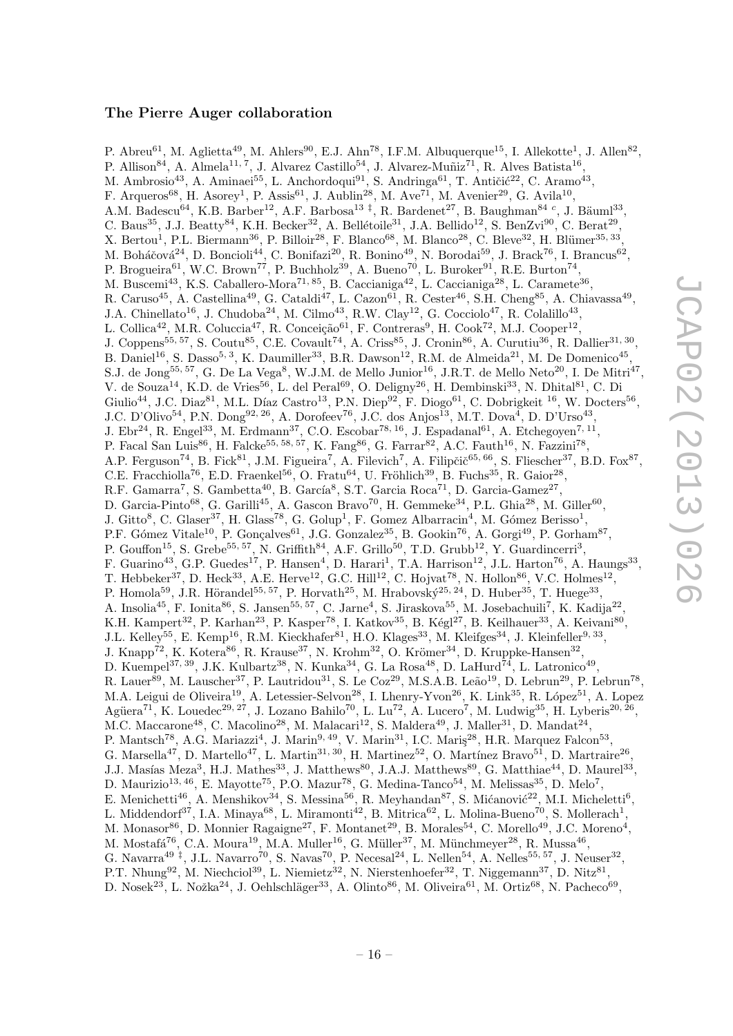### The Pierre Auger collaboration

P. Abreu[61], M. Aglietta[49], M. Ahlers[90], E.J. Ahn[78], I.F.M. Albuquerque[15], I. Allekotte[1], J. Allen[82], P. Allison[84], A. Almela[11, 7], J. Alvarez Castillo[54], J. Alvarez-Muñiz[71], R. Alves Batista[16], M. Ambrosio[43], A. Aminaei[55], L. Anchordoqui[91], S. Andringa[61], T. Antičić[22], C. Aramo[43], F. Arqueros[68], H. Asorey[1], P. Assis[61], J. Aublin[28], M. Ave[71], M. Avenier[29], G. Avila[10], A.M. Badescu[64], K.B. Barber[12], A.F. Barbosa[13 ‡], R. Bardenet[27], B. Baughman[84 c], J. Bäuml[33], C. Baus[35], J.J. Beatty[84], K.H. Becker[32], A. Bellétoile[31], J.A. Bellido[12], S. BenZvi[90], C. Berat[29], X. Bertou[1], P.L. Biermann[36], P. Billoir[28], F. Blanco[68], M. Blanco[28], C. Bleve[32], H. Blümer[35, 33], M. Boháčová[24], D. Boncioli[44], C. Bonifazi[20], R. Bonino[49], N. Borodai[59], J. Brack[76], I. Brancus[62], P. Brogueira[61], W.C. Brown[77], P. Buchholz[39], A. Bueno[70], L. Buroker[91], R.E. Burton[74], M. Buscemi[43], K.S. Caballero-Mora[71, 85], B. Caccianiga[42], L. Caccianiga[28], L. Caramete[36], R. Caruso[45], A. Castellina[49], G. Cataldi[47], L. Cazon[61], R. Cester[46], S.H. Cheng[85], A. Chiavassa[49], J.A. Chinellato[16], J. Chudoba[24], M. Cilmo[43], R.W. Clay[12], G. Cocciolo[47], R. Colalillo[43], L. Collica[42], M.R. Coluccia[47], R. Conceição[61], F. Contreras[9], H. Cook[72], M.J. Cooper[12], J. Coppens[55, 57], S. Coutu[85], C.E. Covault[74], A. Criss[85], J. Cronin[86], A. Curutiu[36], R. Dallier[31, 30], B. Daniel[16], S. Dasso[5, 3], K. Daumiller[33], B.R. Dawson[12], R.M. de Almeida[21], M. De Domenico[45], S.J. de Jong[55, 57], G. De La Vega[8], W.J.M. de Mello Junior[16], J.R.T. de Mello Neto[20], I. De Mitri[47], V. de Souza[14], K.D. de Vries[56], L. del Peral[69], O. Deligny[26], H. Dembinski[33], N. Dhital[81], C. Di Giulio[44], J.C. Diaz[81], M.L. Díaz Castro[13], P.N. Diep[92], F. Diogo[61], C. Dobrigkeit [16], W. Docters[56], J.C. D'Olivo[54], P.N. Dong[92, 26], A. Dorofeev[76], J.C. dos Anjos[13], M.T. Dova[4], D. D'Urso[43], J. Ebr[24], R. Engel[33], M. Erdmann[37], C.O. Escobar[78, 16], J. Espadanal[61], A. Etchegoyen[7, 11], P. Facal San Luis[86], H. Falcke[55, 58, 57], K. Fang[86], G. Farrar[82], A.C. Fauth[16], N. Fazzini[78], A.P. Ferguson[74], B. Fick[81], J.M. Figueira[7], A. Filevich[7], A. Filipčič[65, 66], S. Fliescher[37], B.D. Fox[87], C.E. Fracchiolla[76], E.D. Fraenkel[56], O. Fratu[64], U. Fröhlich[39], B. Fuchs[35], R. Gaior[28], R.F. Gamarra[7], S. Gambetta[40], B. García[8], S.T. Garcia Roca[71], D. Garcia-Gamez[27], D. Garcia-Pinto[68], G. Garilli[45], A. Gascon Bravo[70], H. Gemmeke[34], P.L. Ghia[28], M. Giller[60], J. Gitto[8], C. Glaser[37], H. Glass[78], G. Golup[1], F. Gomez Albarracin[4], M. Gómez Berisso[1], P.F. Gómez Vitale[10], P. Gonçalves[61], J.G. Gonzalez[35], B. Gookin[76], A. Gorgi[49], P. Gorham[87], P. Gouffon[15], S. Grebe[55, 57], N. Griffith[84], A.F. Grillo[50], T.D. Grubb[12], Y. Guardincerri[3], F. Guarino[43], G.P. Guedes[17], P. Hansen[4], D. Harari[1], T.A. Harrison[12], J.L. Harton[76], A. Haungs[33], T. Hebbeker[37], D. Heck[33], A.E. Herve[12], G.C. Hill[12], C. Hojvat[78], N. Hollon[86], V.C. Holmes[12], P. Homola[59], J.R. Hörandel[55, 57], P. Horvath[25], M. Hrabovský[25, 24], D. Huber[35], T. Huege[33], A. Insolia[45], F. Ionita[86], S. Jansen[55, 57], C. Jarne[4], S. Jiraskova[55], M. Josebachuili[7], K. Kadija[22], K.H. Kampert[32], P. Karhan[23], P. Kasper[78], I. Katkov[35], B. Kégl[27], B. Keilhauer[33], A. Keivani[80], J.L. Kelley[55], E. Kemp[16], R.M. Kieckhafer[81], H.O. Klages[33], M. Kleifges[34], J. Kleinfeller[9, 33], J. Knapp[72], K. Kotera[86], R. Krause[37], N. Krohm[32], O. Krömer[34], D. Kruppke-Hansen[32], D. Kuempel[37, 39], J.K. Kulbartz[38], N. Kunka[34], G. La Rosa[48], D. LaHurd[74], L. Latronico[49], R. Lauer[89], M. Lauscher[37], P. Lautridou[31], S. Le Coz[29], M.S.A.B. Leão[19], D. Lebrun[29], P. Lebrun[78], M.A. Leigui de Oliveira[19], A. Letessier-Selvon[28], I. Lhenry-Yvon[26], K. Link[35], R. López[51], A. Lopez Agüera[71], K. Louedec[29, 27], J. Lozano Bahilo[70], L. Lu[72], A. Lucero[7], M. Ludwig[35], H. Lyberis[20, 26], M.C. Maccarone[48], C. Macolino[28], M. Malacari[12], S. Maldera[49], J. Maller[31], D. Mandat[24], P. Mantsch[78], A.G. Mariazzi[4], J. Marin[9, 49], V. Marin[31], I.C. Mariş[28], H.R. Marquez Falcon[53], G. Marsella[47], D. Martello[47], L. Martin[31, 30], H. Martinez[52], O. Martínez Bravo[51], D. Martraire[26], J.J. Masías Meza[3], H.J. Mathes[33], J. Matthews[80], J.A.J. Matthews[89], G. Matthiae[44], D. Maurel[33], D. Maurizio[13, 46], E. Mayotte[75], P.O. Mazur[78], G. Medina-Tanco[54], M. Melissas[35], D. Melo[7], E. Menichetti[46], A. Menshikov[34], S. Messina[56], R. Meyhandan[87], S. Mićanović[22], M.I. Micheletti[6], L. Middendorf[37], I.A. Minaya[68], L. Miramonti[42], B. Mitrica[62], L. Molina-Bueno[70], S. Mollerach[1], M. Monasor[86], D. Monnier Ragaigne[27], F. Montanet[29], B. Morales[54], C. Morello[49], J.C. Moreno[4], M. Mostafá[76], C.A. Moura[19], M.A. Muller[16], G. Müller[37], M. Münchmeyer[28], R. Mussa[46], G. Navarra[49 ‡], J.L. Navarro[70], S. Navas[70], P. Necesal[24], L. Nellen[54], A. Nelles[55, 57], J. Neuser[32], P.T. Nhung[92], M. Niechciol[39], L. Niemietz[32], N. Nierstenhoefer[32], T. Niggemann[37], D. Nitz[81], D. Nosek[23], L. Nožka[24], J. Oehlschläger[33], A. Olinto[86], M. Oliveira[61], M. Ortiz[68], N. Pacheco[69],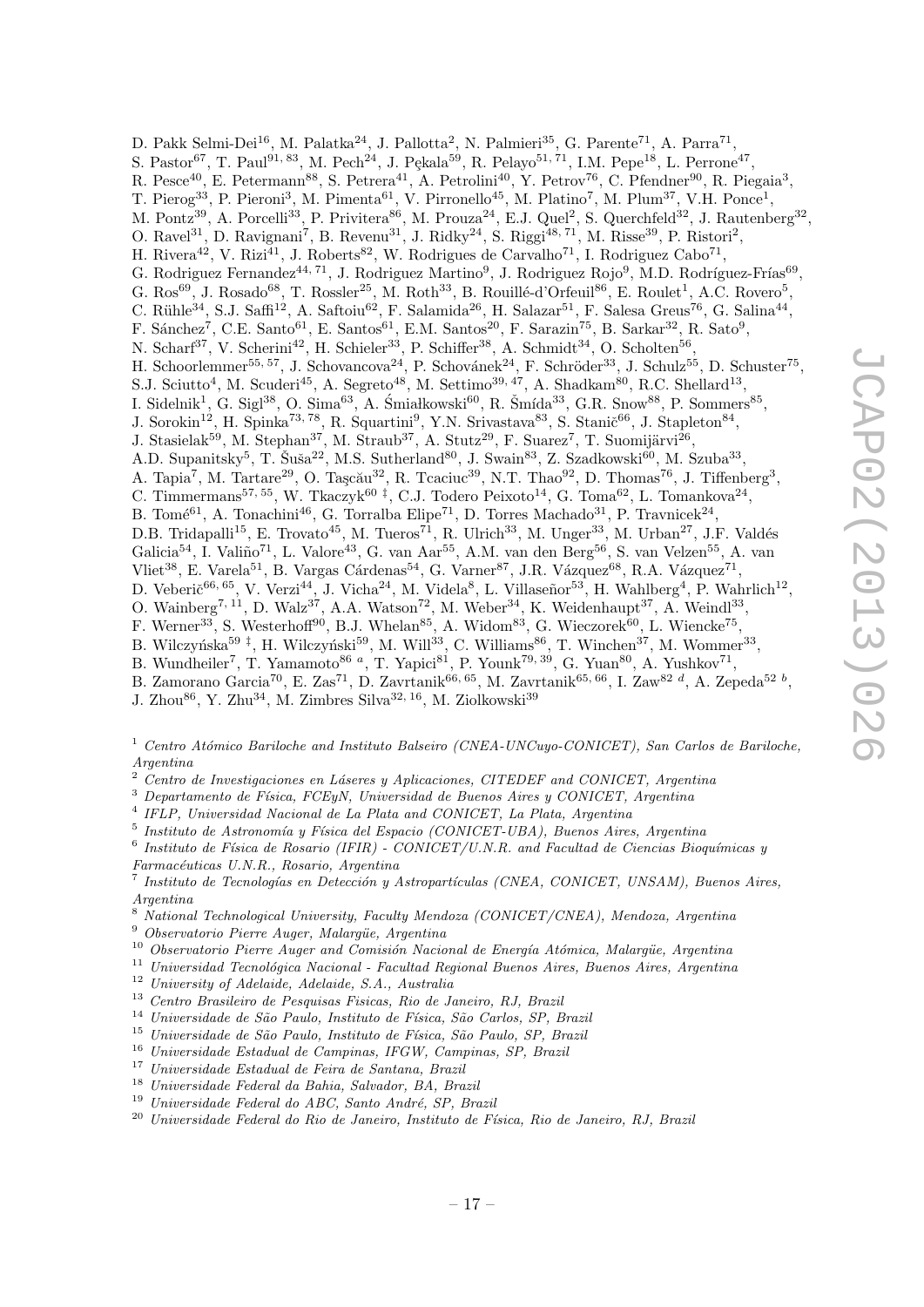D. Pakk Selmi-Dei[16], M. Palatka[24], J. Pallotta[2], N. Palmieri[35], G. Parente[71], A. Parra[71], S. Pastor[67], T. Paul[91,83], M. Pech[24], J. Pękala[59], R. Pelayo[51,71], I.M. Pepe[18], L. Perrone[47], R. Pesce[40], E. Petermann[88], S. Petrera[41], A. Petrolini[40], Y. Petrov[76], C. Pfendner[90], R. Piegaia[3], T. Pierog[33], P. Pieroni[3], M. Pimenta[61], V. Pirronello[45], M. Platino[7], M. Plum[37], V.H. Ponce[1], M. Pontz[39], A. Porcelli[33], P. Privitera[86], M. Prouza[24], E.J. Quel[2], S. Querchfeld[32], J. Rautenberg[32], O. Ravel[31], D. Ravignani[7], B. Revenu[31], J. Ridky[24], S. Riggi[48,71], M. Risse[39], P. Ristori[2], H. Rivera[42], V. Rizi[41], J. Roberts[82], W. Rodrigues de Carvalho[71], I. Rodriguez Cabo[71], G. Rodriguez Fernandez[44,71], J. Rodriguez Martino[9], J. Rodriguez Rojo[9], M.D. Rodríguez-Frías[69], G. Ros[69], J. Rosado[68], T. Rossler[25], M. Roth[33], B. Rouillé-d'Orfeuil[86], E. Roulet[1], A.C. Rovero[5], C. Rühle[34], S.J. Saffi[12], A. Saftoiu[62], F. Salamida[26], H. Salazar[51], F. Salesa Greus[76], G. Salina[44], F. Sánchez[7], C.E. Santo[61], E. Santos[61], E.M. Santos[20], F. Sarazin[75], B. Sarkar[32], R. Sato[9], N. Scharf[37], V. Scherini[42], H. Schieler[33], P. Schiffer[38], A. Schmidt[34], O. Scholten[56], H. Schoorlemmer[55,57], J. Schovancova[24], P. Schovánek[24], F. Schröder[33], J. Schulz[55], D. Schuster[75], S.J. Sciutto[4], M. Scuderi[45], A. Segreto[48], M. Settimo[39,47], A. Shadkam[80], R.C. Shellard[13], I. Sidelnik[1], G. Sigl[38], O. Sima[63], A. Śmiałkowski[60], R. Šmída[33], G.R. Snow[88], P. Sommers[85], J. Sorokin[12], H. Spinka[73,78], R. Squartini[9], Y.N. Srivastava[83], S. Stanič[66], J. Stapleton[84], J. Stasielak[59], M. Stephan[37], M. Straub[37], A. Stutz[29], F. Suarez[7], T. Suomijärvi[26], A.D. Supanitsky[5], T. Šuša[22], M.S. Sutherland[80], J. Swain[83], Z. Szadkowski[60], M. Szuba[33], A. Tapia[7], M. Tartare[29], O. Taşcău[32], R. Tcaciuc[39], N.T. Thao[92], D. Thomas[76], J. Tiffenberg[3], C. Timmermans[57,55], W. Tkaczyk[60 ‡], C.J. Todero Peixoto[14], G. Toma[62], L. Tomankova[24], B. Tomé[61], A. Tonachini[46], G. Torralba Elipe[71], D. Torres Machado[31], P. Travnicek[24], D.B. Tridapalli[15], E. Trovato[45], M. Tueros[71], R. Ulrich[33], M. Unger[33], M. Urban[27], J.F. Valdés Galicia[54], I. Valiño[71], L. Valore[43], G. van Aar[55], A.M. van den Berg[56], S. van Velzen[55], A. van Vliet[38], E. Varela[51], B. Vargas Cárdenas[54], G. Varner[87], J.R. Vázquez[68], R.A. Vázquez[71], D. Veberič[66,65], V. Verzi[44], J. Vicha[24], M. Videla[8], L. Villaseñor[53], H. Wahlberg[4], P. Wahrlich[12], O. Wainberg[7,11], D. Walz[37], A.A. Watson[72], M. Weber[34], K. Weidenhaupt[37], A. Weindl[33], F. Werner[33], S. Westerhoff[90], B.J. Whelan[85], A. Widom[83], G. Wieczorek[60], L. Wiencke[75], B. Wilczyńska[59 ‡], H. Wilczyński[59], M. Will[33], C. Williams[86], T. Winchen[37], M. Wommer[33], B. Wundheiler[7], T. Yamamoto[86 a], T. Yapici[81], P. Younk[79,39], G. Yuan[80], A. Yushkov[71], B. Zamorano Garcia[70], E. Zas[71], D. Zavrtanik[66,65], M. Zavrtanik[65,66], I. Zaw[82 d], A. Zepeda[52 b], J. Zhou[86], Y. Zhu[34], M. Zimbres Silva[32,16], M. Ziolkowski[39]

[1] *Centro Atómico Bariloche and Instituto Balseiro (CNEA-UNCuyo-CONICET), San Carlos de Bariloche, Argentina*  
[2] *Centro de Investigaciones en Láseres y Aplicaciones, CITEDEF and CONICET, Argentina*  
[3] *Departamento de Física, FCEyN, Universidad de Buenos Aires y CONICET, Argentina*  
[4] *IFLP, Universidad Nacional de La Plata and CONICET, La Plata, Argentina*  
[5] *Instituto de Astronomía y Física del Espacio (CONICET-UBA), Buenos Aires, Argentina*  
[6] *Instituto de Física de Rosario (IFIR) - CONICET/U.N.R. and Facultad de Ciencias Bioquímicas y Farmacéuticas U.N.R., Rosario, Argentina*  
[7] *Instituto de Tecnologías en Detección y Astropartículas (CNEA, CONICET, UNSAM), Buenos Aires, Argentina*  
[8] *National Technological University, Faculty Mendoza (CONICET/CNEA), Mendoza, Argentina*  
[9] *Observatorio Pierre Auger, Malargüe, Argentina*  
[10] *Observatorio Pierre Auger and Comisión Nacional de Energía Atómica, Malargüe, Argentina*  
[11] *Universidad Tecnológica Nacional - Facultad Regional Buenos Aires, Buenos Aires, Argentina*  
[12] *University of Adelaide, Adelaide, S.A., Australia*  
[13] *Centro Brasileiro de Pesquisas Fisicas, Rio de Janeiro, RJ, Brazil*  
[14] *Universidade de São Paulo, Instituto de Física, São Carlos, SP, Brazil*  
[15] *Universidade de São Paulo, Instituto de Física, São Paulo, SP, Brazil*  
[16] *Universidade Estadual de Campinas, IFGW, Campinas, SP, Brazil*  
[17] *Universidade Estadual de Feira de Santana, Brazil*  
[18] *Universidade Federal da Bahia, Salvador, BA, Brazil*  
[19] *Universidade Federal do ABC, Santo André, SP, Brazil*  
[20] *Universidade Federal do Rio de Janeiro, Instituto de Física, Rio de Janeiro, RJ, Brazil*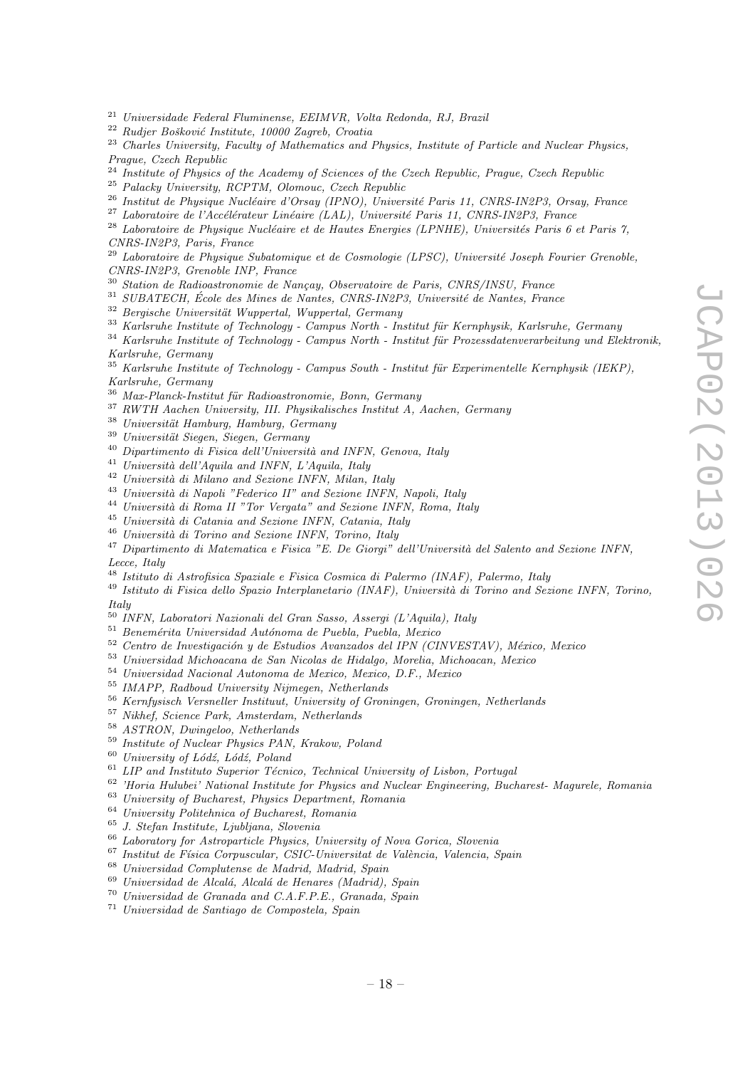[21] *Universidade Federal Fluminense, EEIMVR, Volta Redonda, RJ, Brazil*
[22] *Rudjer Bošković Institute, 10000 Zagreb, Croatia*
[23] *Charles University, Faculty of Mathematics and Physics, Institute of Particle and Nuclear Physics, Prague, Czech Republic*
[24] *Institute of Physics of the Academy of Sciences of the Czech Republic, Prague, Czech Republic*
[25] *Palacky University, RCPTM, Olomouc, Czech Republic*
[26] *Institut de Physique Nucléaire d'Orsay (IPNO), Université Paris 11, CNRS-IN2P3, Orsay, France*
[27] *Laboratoire de l'Accélérateur Linéaire (LAL), Université Paris 11, CNRS-IN2P3, France*
[28] *Laboratoire de Physique Nucléaire et de Hautes Energies (LPNHE), Universités Paris 6 et Paris 7, CNRS-IN2P3, Paris, France*
[29] *Laboratoire de Physique Subatomique et de Cosmologie (LPSC), Université Joseph Fourier Grenoble, CNRS-IN2P3, Grenoble INP, France*
[30] *Station de Radioastronomie de Nançay, Observatoire de Paris, CNRS/INSU, France*
[31] *SUBATECH, École des Mines de Nantes, CNRS-IN2P3, Université de Nantes, France*
[32] *Bergische Universität Wuppertal, Wuppertal, Germany*
[33] *Karlsruhe Institute of Technology - Campus North - Institut für Kernphysik, Karlsruhe, Germany*
[34] *Karlsruhe Institute of Technology - Campus North - Institut für Prozessdatenverarbeitung und Elektronik, Karlsruhe, Germany*
[35] *Karlsruhe Institute of Technology - Campus South - Institut für Experimentelle Kernphysik (IEKP), Karlsruhe, Germany*
[36] *Max-Planck-Institut für Radioastronomie, Bonn, Germany*
[37] *RWTH Aachen University, III. Physikalisches Institut A, Aachen, Germany*
[38] *Universität Hamburg, Hamburg, Germany*
[39] *Universität Siegen, Siegen, Germany*
[40] *Dipartimento di Fisica dell'Università and INFN, Genova, Italy*
[41] *Università dell'Aquila and INFN, L'Aquila, Italy*
[42] *Università di Milano and Sezione INFN, Milan, Italy*
[43] *Università di Napoli "Federico II" and Sezione INFN, Napoli, Italy*
[44] *Università di Roma II "Tor Vergata" and Sezione INFN, Roma, Italy*
[45] *Università di Catania and Sezione INFN, Catania, Italy*
[46] *Università di Torino and Sezione INFN, Torino, Italy*
[47] *Dipartimento di Matematica e Fisica "E. De Giorgi" dell'Università del Salento and Sezione INFN, Lecce, Italy*
[48] *Istituto di Astrofisica Spaziale e Fisica Cosmica di Palermo (INAF), Palermo, Italy*
[49] *Istituto di Fisica dello Spazio Interplanetario (INAF), Università di Torino and Sezione INFN, Torino, Italy*
[50] *INFN, Laboratori Nazionali del Gran Sasso, Assergi (L'Aquila), Italy*
[51] *Benemérita Universidad Autónoma de Puebla, Puebla, Mexico*
[52] *Centro de Investigación y de Estudios Avanzados del IPN (CINVESTAV), México, Mexico*
[53] *Universidad Michoacana de San Nicolas de Hidalgo, Morelia, Michoacan, Mexico*
[54] *Universidad Nacional Autonoma de Mexico, Mexico, D.F., Mexico*
[55] *IMAPP, Radboud University Nijmegen, Netherlands*
[56] *Kernfysisch Versneller Instituut, University of Groningen, Groningen, Netherlands*
[57] *Nikhef, Science Park, Amsterdam, Netherlands*
[58] *ASTRON, Dwingeloo, Netherlands*
[59] *Institute of Nuclear Physics PAN, Krakow, Poland*
[60] *University of Łódź, Łódź, Poland*
[61] *LIP and Instituto Superior Técnico, Technical University of Lisbon, Portugal*
[62] *'Horia Hulubei' National Institute for Physics and Nuclear Engineering, Bucharest- Magurele, Romania*
[63] *University of Bucharest, Physics Department, Romania*
[64] *University Politehnica of Bucharest, Romania*
[65] *J. Stefan Institute, Ljubljana, Slovenia*
[66] *Laboratory for Astroparticle Physics, University of Nova Gorica, Slovenia*
[67] *Institut de Física Corpuscular, CSIC-Universitat de València, Valencia, Spain*
[68] *Universidad Complutense de Madrid, Madrid, Spain*
[69] *Universidad de Alcalá, Alcalá de Henares (Madrid), Spain*
[70] *Universidad de Granada and C.A.F.P.E., Granada, Spain*
[71] *Universidad de Santiago de Compostela, Spain*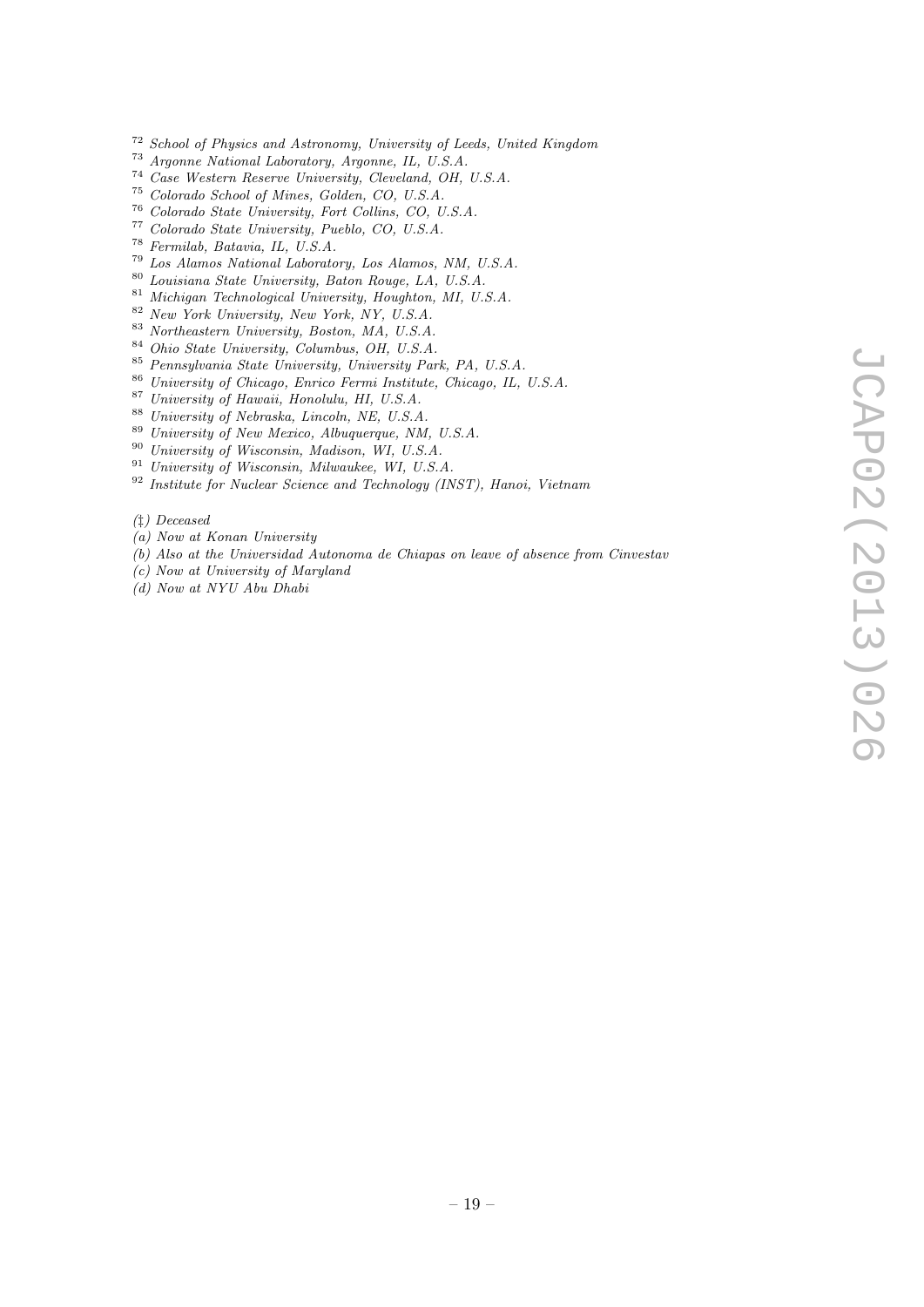[72] *School of Physics and Astronomy, University of Leeds, United Kingdom*
[73] *Argonne National Laboratory, Argonne, IL, U.S.A.*
[74] *Case Western Reserve University, Cleveland, OH, U.S.A.*
[75] *Colorado School of Mines, Golden, CO, U.S.A.*
[76] *Colorado State University, Fort Collins, CO, U.S.A.*
[77] *Colorado State University, Pueblo, CO, U.S.A.*
[78] *Fermilab, Batavia, IL, U.S.A.*
[79] *Los Alamos National Laboratory, Los Alamos, NM, U.S.A.*
[80] *Louisiana State University, Baton Rouge, LA, U.S.A.*
[81] *Michigan Technological University, Houghton, MI, U.S.A.*
[82] *New York University, New York, NY, U.S.A.*
[83] *Northeastern University, Boston, MA, U.S.A.*
[84] *Ohio State University, Columbus, OH, U.S.A.*
[85] *Pennsylvania State University, University Park, PA, U.S.A.*
[86] *University of Chicago, Enrico Fermi Institute, Chicago, IL, U.S.A.*
[87] *University of Hawaii, Honolulu, HI, U.S.A.*
[88] *University of Nebraska, Lincoln, NE, U.S.A.*
[89] *University of New Mexico, Albuquerque, NM, U.S.A.*
[90] *University of Wisconsin, Madison, WI, U.S.A.*
[91] *University of Wisconsin, Milwaukee, WI, U.S.A.*
[92] *Institute for Nuclear Science and Technology (INST), Hanoi, Vietnam*

*(‡) Deceased*
*(a) Now at Konan University*
*(b) Also at the Universidad Autonoma de Chiapas on leave of absence from Cinvestav*
*(c) Now at University of Maryland*
*(d) Now at NYU Abu Dhabi*